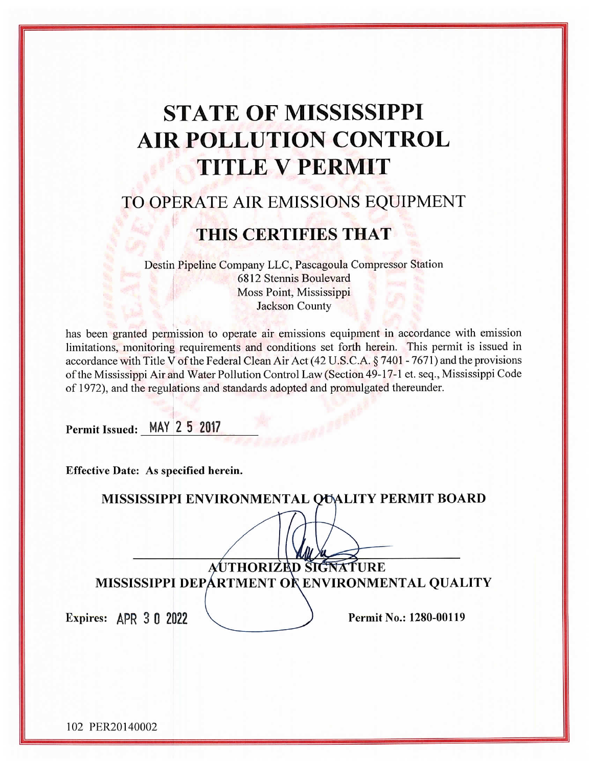# STATE OF MISSISSIPPI
# AIR POLLUTION CONTROL
# TITLE V PERMIT

## TO OPERATE AIR EMISSIONS EQUIPMENT

## THIS CERTIFIES THAT

Destin Pipeline Company LLC, Pascagoula Compressor Station
6812 Stennis Boulevard
Moss Point, Mississippi
Jackson County

has been granted permission to operate air emissions equipment in accordance with emission limitations, monitoring requirements and conditions set forth herein. This permit is issued in accordance with Title V of the Federal Clean Air Act (42 U.S.C.A. § 7401 - 7671) and the provisions of the Mississippi Air and Water Pollution Control Law (Section 49-17-1 et. seq., Mississippi Code of 1972), and the regulations and standards adopted and promulgated thereunder.

**Permit Issued:** MAY 2 5 2017

**Effective Date: As specified herein.**

**MISSISSIPPI ENVIRONMENTAL QUALITY PERMIT BOARD**

**AUTHORIZED SIGNATURE**
**MISSISSIPPI DEPARTMENT OF ENVIRONMENTAL QUALITY**

**Expires:** APR 3 0 2022

**Permit No.: 1280-00119**

102 PER20140002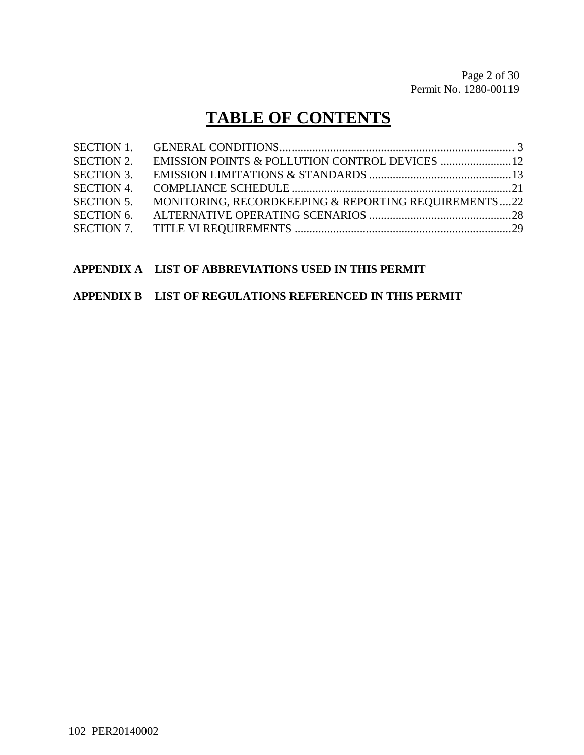# TABLE OF CONTENTS

SECTION 1. GENERAL CONDITIONS ........................................................................ 3
SECTION 2. EMISSION POINTS & POLLUTION CONTROL DEVICES ........................12
SECTION 3. EMISSION LIMITATIONS & STANDARDS ................................................13
SECTION 4. COMPLIANCE SCHEDULE ..........................................................................21
SECTION 5. MONITORING, RECORDKEEPING & REPORTING REQUIREMENTS....22
SECTION 6. ALTERNATIVE OPERATING SCENARIOS ................................................28
SECTION 7. TITLE VI REQUIREMENTS .........................................................................29

**APPENDIX A LIST OF ABBREVIATIONS USED IN THIS PERMIT**

**APPENDIX B LIST OF REGULATIONS REFERENCED IN THIS PERMIT**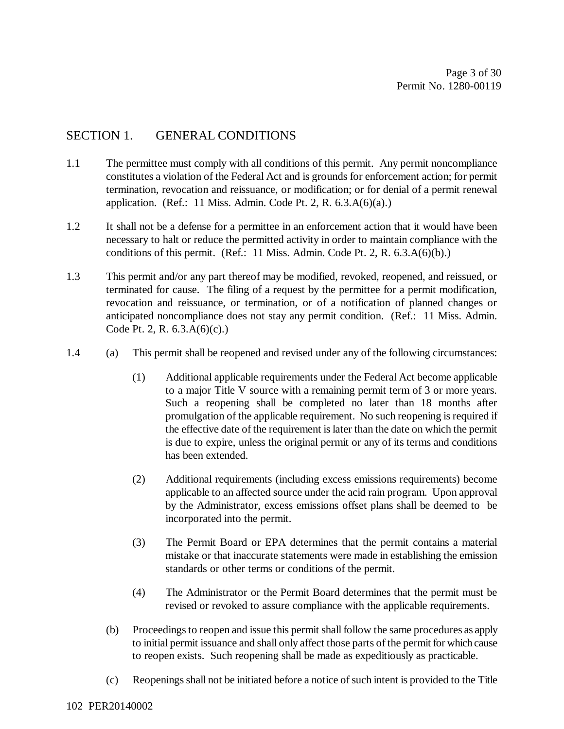## SECTION 1. GENERAL CONDITIONS

1.1 The permittee must comply with all conditions of this permit. Any permit noncompliance constitutes a violation of the Federal Act and is grounds for enforcement action; for permit termination, revocation and reissuance, or modification; or for denial of a permit renewal application. (Ref.: 11 Miss. Admin. Code Pt. 2, R. 6.3.A(6)(a).)

1.2 It shall not be a defense for a permittee in an enforcement action that it would have been necessary to halt or reduce the permitted activity in order to maintain compliance with the conditions of this permit. (Ref.: 11 Miss. Admin. Code Pt. 2, R. 6.3.A(6)(b).)

1.3 This permit and/or any part thereof may be modified, revoked, reopened, and reissued, or terminated for cause. The filing of a request by the permittee for a permit modification, revocation and reissuance, or termination, or of a notification of planned changes or anticipated noncompliance does not stay any permit condition. (Ref.: 11 Miss. Admin. Code Pt. 2, R. 6.3.A(6)(c).)

1.4 (a) This permit shall be reopened and revised under any of the following circumstances:

(1) Additional applicable requirements under the Federal Act become applicable to a major Title V source with a remaining permit term of 3 or more years. Such a reopening shall be completed no later than 18 months after promulgation of the applicable requirement. No such reopening is required if the effective date of the requirement is later than the date on which the permit is due to expire, unless the original permit or any of its terms and conditions has been extended.

(2) Additional requirements (including excess emissions requirements) become applicable to an affected source under the acid rain program. Upon approval by the Administrator, excess emissions offset plans shall be deemed to be incorporated into the permit.

(3) The Permit Board or EPA determines that the permit contains a material mistake or that inaccurate statements were made in establishing the emission standards or other terms or conditions of the permit.

(4) The Administrator or the Permit Board determines that the permit must be revised or revoked to assure compliance with the applicable requirements.

(b) Proceedings to reopen and issue this permit shall follow the same procedures as apply to initial permit issuance and shall only affect those parts of the permit for which cause to reopen exists. Such reopening shall be made as expeditiously as practicable.

(c) Reopenings shall not be initiated before a notice of such intent is provided to the Title

102 PER20140002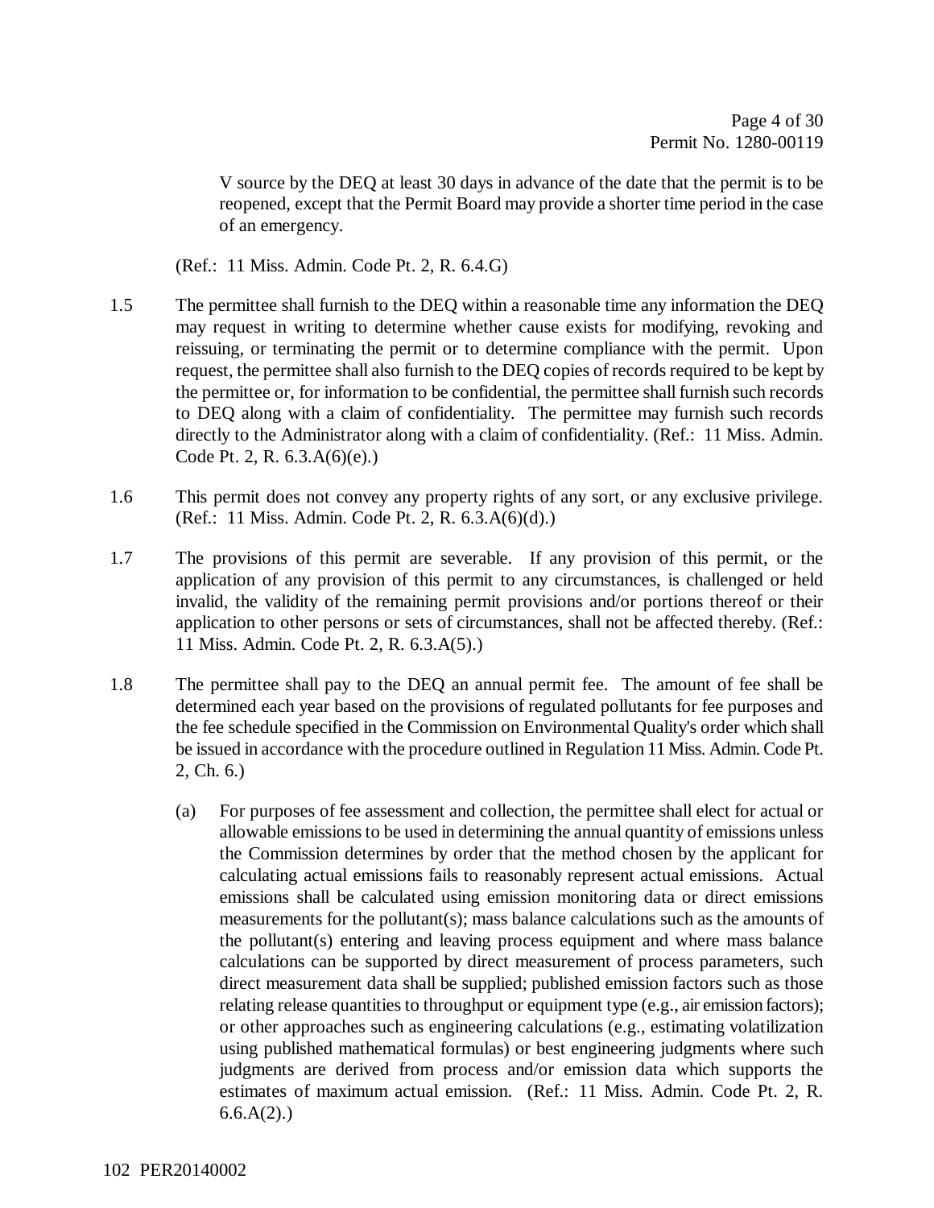V source by the DEQ at least 30 days in advance of the date that the permit is to be reopened, except that the Permit Board may provide a shorter time period in the case of an emergency.

(Ref.: 11 Miss. Admin. Code Pt. 2, R. 6.4.G)

1.5 The permittee shall furnish to the DEQ within a reasonable time any information the DEQ may request in writing to determine whether cause exists for modifying, revoking and reissuing, or terminating the permit or to determine compliance with the permit. Upon request, the permittee shall also furnish to the DEQ copies of records required to be kept by the permittee or, for information to be confidential, the permittee shall furnish such records to DEQ along with a claim of confidentiality. The permittee may furnish such records directly to the Administrator along with a claim of confidentiality. (Ref.: 11 Miss. Admin. Code Pt. 2, R. 6.3.A(6)(e).)

1.6 This permit does not convey any property rights of any sort, or any exclusive privilege. (Ref.: 11 Miss. Admin. Code Pt. 2, R. 6.3.A(6)(d).)

1.7 The provisions of this permit are severable. If any provision of this permit, or the application of any provision of this permit to any circumstances, is challenged or held invalid, the validity of the remaining permit provisions and/or portions thereof or their application to other persons or sets of circumstances, shall not be affected thereby. (Ref.: 11 Miss. Admin. Code Pt. 2, R. 6.3.A(5).)

1.8 The permittee shall pay to the DEQ an annual permit fee. The amount of fee shall be determined each year based on the provisions of regulated pollutants for fee purposes and the fee schedule specified in the Commission on Environmental Quality's order which shall be issued in accordance with the procedure outlined in Regulation 11 Miss. Admin. Code Pt. 2, Ch. 6.)

(a) For purposes of fee assessment and collection, the permittee shall elect for actual or allowable emissions to be used in determining the annual quantity of emissions unless the Commission determines by order that the method chosen by the applicant for calculating actual emissions fails to reasonably represent actual emissions. Actual emissions shall be calculated using emission monitoring data or direct emissions measurements for the pollutant(s); mass balance calculations such as the amounts of the pollutant(s) entering and leaving process equipment and where mass balance calculations can be supported by direct measurement of process parameters, such direct measurement data shall be supplied; published emission factors such as those relating release quantities to throughput or equipment type (e.g., air emission factors); or other approaches such as engineering calculations (e.g., estimating volatilization using published mathematical formulas) or best engineering judgments where such judgments are derived from process and/or emission data which supports the estimates of maximum actual emission. (Ref.: 11 Miss. Admin. Code Pt. 2, R. 6.6.A(2).)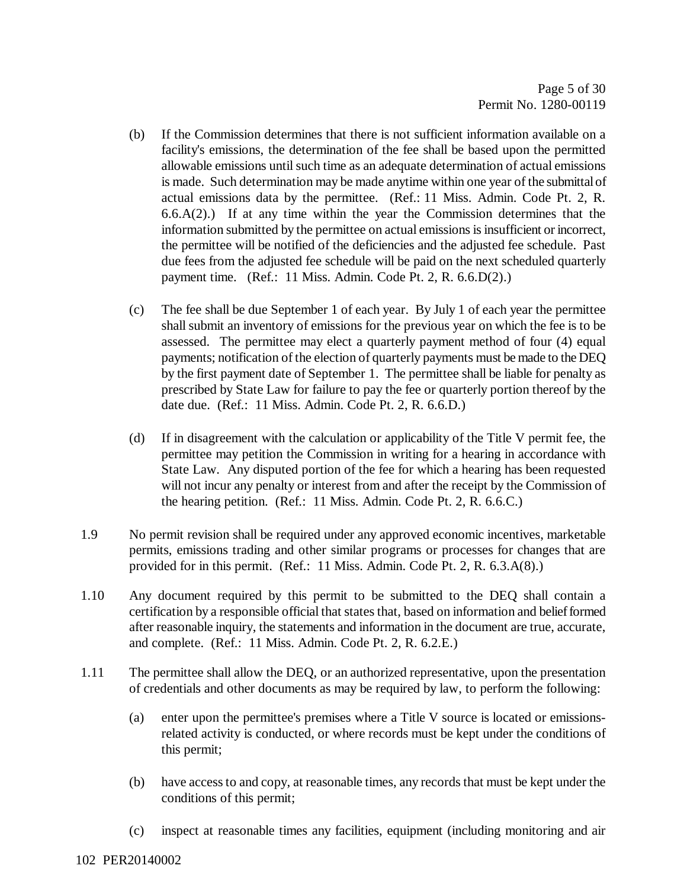(b) If the Commission determines that there is not sufficient information available on a facility's emissions, the determination of the fee shall be based upon the permitted allowable emissions until such time as an adequate determination of actual emissions is made. Such determination may be made anytime within one year of the submittal of actual emissions data by the permittee. (Ref.: 11 Miss. Admin. Code Pt. 2, R. 6.6.A(2).) If at any time within the year the Commission determines that the information submitted by the permittee on actual emissions is insufficient or incorrect, the permittee will be notified of the deficiencies and the adjusted fee schedule. Past due fees from the adjusted fee schedule will be paid on the next scheduled quarterly payment time. (Ref.: 11 Miss. Admin. Code Pt. 2, R. 6.6.D(2).)

(c) The fee shall be due September 1 of each year. By July 1 of each year the permittee shall submit an inventory of emissions for the previous year on which the fee is to be assessed. The permittee may elect a quarterly payment method of four (4) equal payments; notification of the election of quarterly payments must be made to the DEQ by the first payment date of September 1. The permittee shall be liable for penalty as prescribed by State Law for failure to pay the fee or quarterly portion thereof by the date due. (Ref.: 11 Miss. Admin. Code Pt. 2, R. 6.6.D.)

(d) If in disagreement with the calculation or applicability of the Title V permit fee, the permittee may petition the Commission in writing for a hearing in accordance with State Law. Any disputed portion of the fee for which a hearing has been requested will not incur any penalty or interest from and after the receipt by the Commission of the hearing petition. (Ref.: 11 Miss. Admin. Code Pt. 2, R. 6.6.C.)

1.9 No permit revision shall be required under any approved economic incentives, marketable permits, emissions trading and other similar programs or processes for changes that are provided for in this permit. (Ref.: 11 Miss. Admin. Code Pt. 2, R. 6.3.A(8).)

1.10 Any document required by this permit to be submitted to the DEQ shall contain a certification by a responsible official that states that, based on information and belief formed after reasonable inquiry, the statements and information in the document are true, accurate, and complete. (Ref.: 11 Miss. Admin. Code Pt. 2, R. 6.2.E.)

1.11 The permittee shall allow the DEQ, or an authorized representative, upon the presentation of credentials and other documents as may be required by law, to perform the following:

(a) enter upon the permittee's premises where a Title V source is located or emissions-related activity is conducted, or where records must be kept under the conditions of this permit;

(b) have access to and copy, at reasonable times, any records that must be kept under the conditions of this permit;

(c) inspect at reasonable times any facilities, equipment (including monitoring and air

102 PER20140002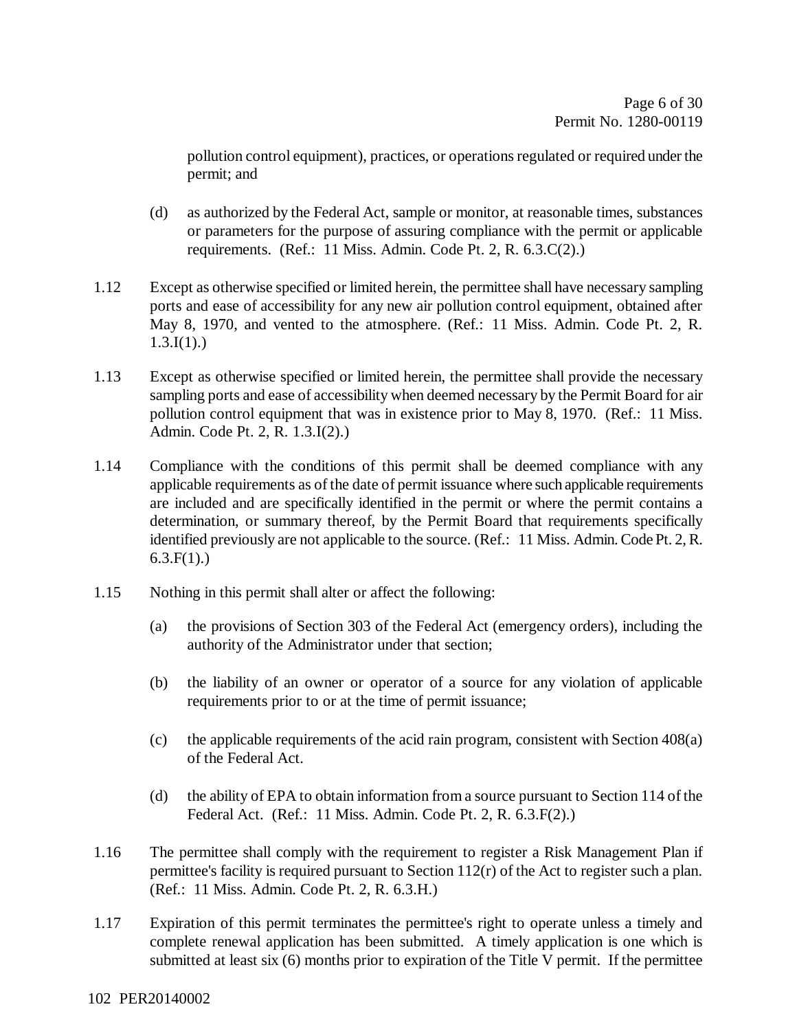pollution control equipment), practices, or operations regulated or required under the permit; and

(d) as authorized by the Federal Act, sample or monitor, at reasonable times, substances or parameters for the purpose of assuring compliance with the permit or applicable requirements. (Ref.: 11 Miss. Admin. Code Pt. 2, R. 6.3.C(2).)

1.12 Except as otherwise specified or limited herein, the permittee shall have necessary sampling ports and ease of accessibility for any new air pollution control equipment, obtained after May 8, 1970, and vented to the atmosphere. (Ref.: 11 Miss. Admin. Code Pt. 2, R. 1.3.I(1).)

1.13 Except as otherwise specified or limited herein, the permittee shall provide the necessary sampling ports and ease of accessibility when deemed necessary by the Permit Board for air pollution control equipment that was in existence prior to May 8, 1970. (Ref.: 11 Miss. Admin. Code Pt. 2, R. 1.3.I(2).)

1.14 Compliance with the conditions of this permit shall be deemed compliance with any applicable requirements as of the date of permit issuance where such applicable requirements are included and are specifically identified in the permit or where the permit contains a determination, or summary thereof, by the Permit Board that requirements specifically identified previously are not applicable to the source. (Ref.: 11 Miss. Admin. Code Pt. 2, R. 6.3.F(1).)

1.15 Nothing in this permit shall alter or affect the following:

(a) the provisions of Section 303 of the Federal Act (emergency orders), including the authority of the Administrator under that section;

(b) the liability of an owner or operator of a source for any violation of applicable requirements prior to or at the time of permit issuance;

(c) the applicable requirements of the acid rain program, consistent with Section 408(a) of the Federal Act.

(d) the ability of EPA to obtain information from a source pursuant to Section 114 of the Federal Act. (Ref.: 11 Miss. Admin. Code Pt. 2, R. 6.3.F(2).)

1.16 The permittee shall comply with the requirement to register a Risk Management Plan if permittee's facility is required pursuant to Section 112(r) of the Act to register such a plan. (Ref.: 11 Miss. Admin. Code Pt. 2, R. 6.3.H.)

1.17 Expiration of this permit terminates the permittee's right to operate unless a timely and complete renewal application has been submitted. A timely application is one which is submitted at least six (6) months prior to expiration of the Title V permit. If the permittee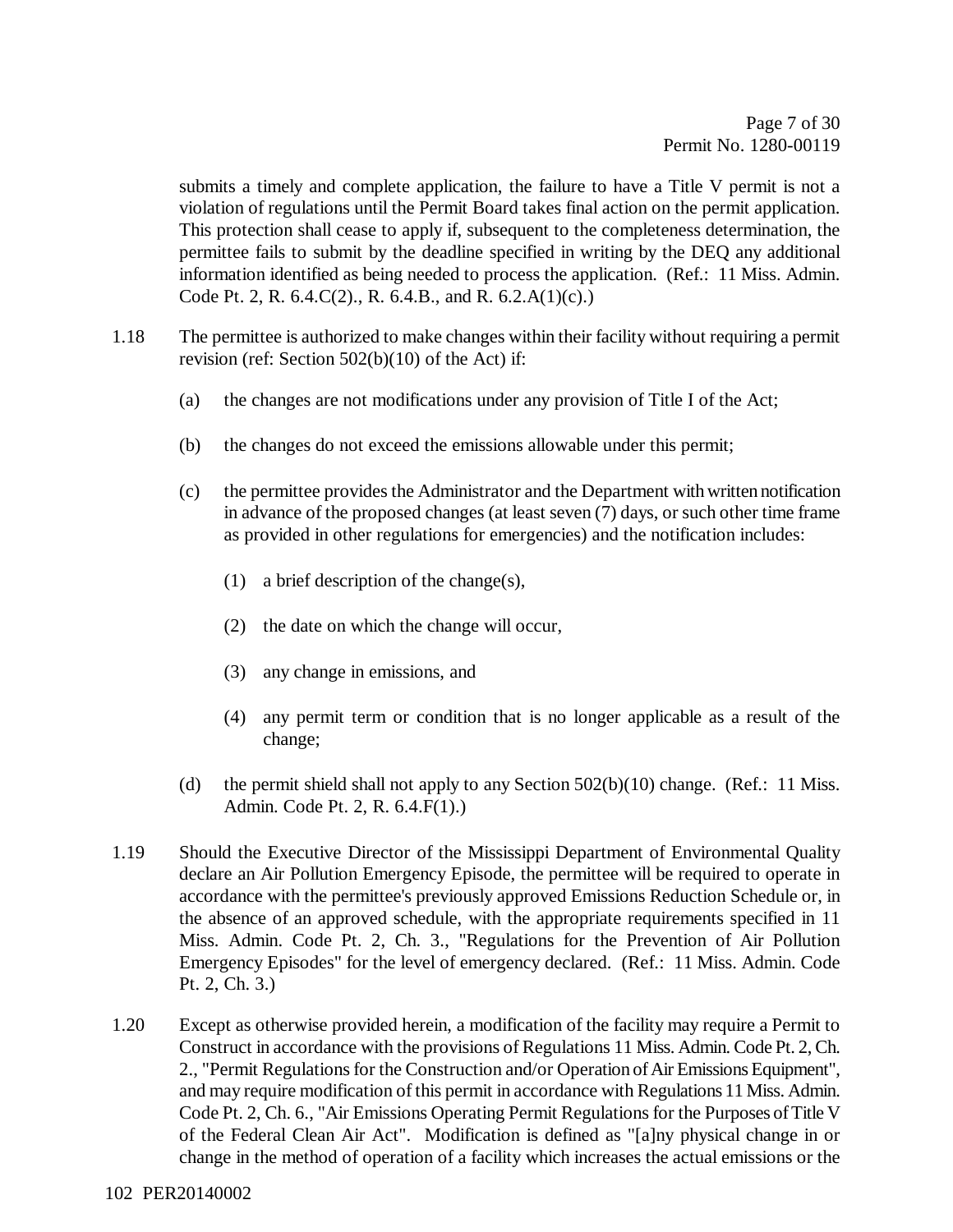submits a timely and complete application, the failure to have a Title V permit is not a violation of regulations until the Permit Board takes final action on the permit application. This protection shall cease to apply if, subsequent to the completeness determination, the permittee fails to submit by the deadline specified in writing by the DEQ any additional information identified as being needed to process the application. (Ref.: 11 Miss. Admin. Code Pt. 2, R. 6.4.C(2)., R. 6.4.B., and R. 6.2.A(1)(c).)

1.18 The permittee is authorized to make changes within their facility without requiring a permit revision (ref: Section 502(b)(10) of the Act) if:

(a) the changes are not modifications under any provision of Title I of the Act;

(b) the changes do not exceed the emissions allowable under this permit;

(c) the permittee provides the Administrator and the Department with written notification in advance of the proposed changes (at least seven (7) days, or such other time frame as provided in other regulations for emergencies) and the notification includes:

(1) a brief description of the change(s),

(2) the date on which the change will occur,

(3) any change in emissions, and

(4) any permit term or condition that is no longer applicable as a result of the change;

(d) the permit shield shall not apply to any Section 502(b)(10) change. (Ref.: 11 Miss. Admin. Code Pt. 2, R. 6.4.F(1).)

1.19 Should the Executive Director of the Mississippi Department of Environmental Quality declare an Air Pollution Emergency Episode, the permittee will be required to operate in accordance with the permittee's previously approved Emissions Reduction Schedule or, in the absence of an approved schedule, with the appropriate requirements specified in 11 Miss. Admin. Code Pt. 2, Ch. 3., "Regulations for the Prevention of Air Pollution Emergency Episodes" for the level of emergency declared. (Ref.: 11 Miss. Admin. Code Pt. 2, Ch. 3.)

1.20 Except as otherwise provided herein, a modification of the facility may require a Permit to Construct in accordance with the provisions of Regulations 11 Miss. Admin. Code Pt. 2, Ch. 2., "Permit Regulations for the Construction and/or Operation of Air Emissions Equipment", and may require modification of this permit in accordance with Regulations 11 Miss. Admin. Code Pt. 2, Ch. 6., "Air Emissions Operating Permit Regulations for the Purposes of Title V of the Federal Clean Air Act". Modification is defined as "[a]ny physical change in or change in the method of operation of a facility which increases the actual emissions or the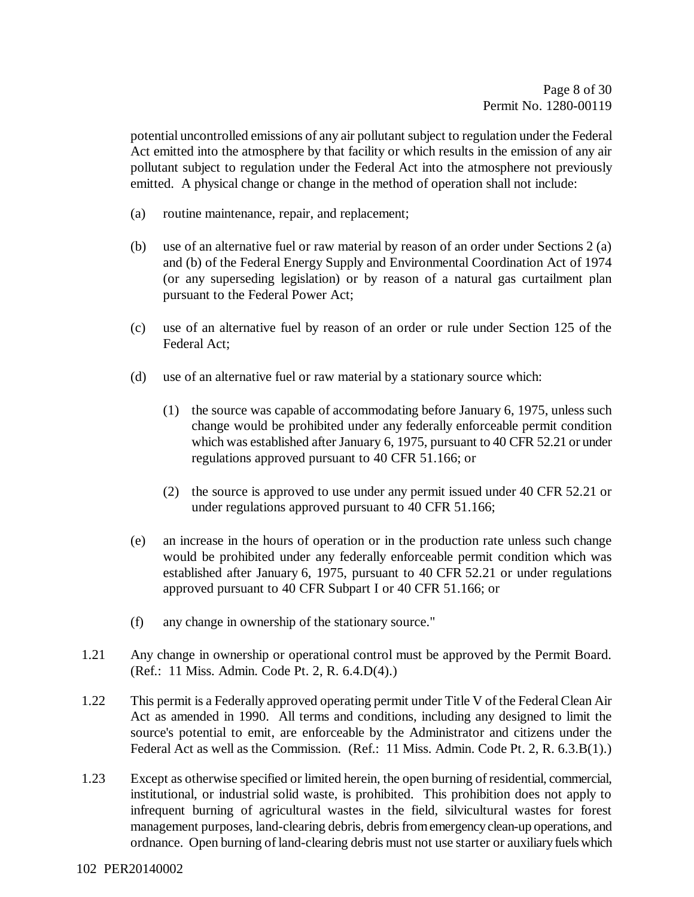potential uncontrolled emissions of any air pollutant subject to regulation under the Federal Act emitted into the atmosphere by that facility or which results in the emission of any air pollutant subject to regulation under the Federal Act into the atmosphere not previously emitted. A physical change or change in the method of operation shall not include:

(a) routine maintenance, repair, and replacement;

(b) use of an alternative fuel or raw material by reason of an order under Sections 2 (a) and (b) of the Federal Energy Supply and Environmental Coordination Act of 1974 (or any superseding legislation) or by reason of a natural gas curtailment plan pursuant to the Federal Power Act;

(c) use of an alternative fuel by reason of an order or rule under Section 125 of the Federal Act;

(d) use of an alternative fuel or raw material by a stationary source which:

(1) the source was capable of accommodating before January 6, 1975, unless such change would be prohibited under any federally enforceable permit condition which was established after January 6, 1975, pursuant to 40 CFR 52.21 or under regulations approved pursuant to 40 CFR 51.166; or

(2) the source is approved to use under any permit issued under 40 CFR 52.21 or under regulations approved pursuant to 40 CFR 51.166;

(e) an increase in the hours of operation or in the production rate unless such change would be prohibited under any federally enforceable permit condition which was established after January 6, 1975, pursuant to 40 CFR 52.21 or under regulations approved pursuant to 40 CFR Subpart I or 40 CFR 51.166; or

(f) any change in ownership of the stationary source."

1.21 Any change in ownership or operational control must be approved by the Permit Board. (Ref.: 11 Miss. Admin. Code Pt. 2, R. 6.4.D(4).)

1.22 This permit is a Federally approved operating permit under Title V of the Federal Clean Air Act as amended in 1990. All terms and conditions, including any designed to limit the source's potential to emit, are enforceable by the Administrator and citizens under the Federal Act as well as the Commission. (Ref.: 11 Miss. Admin. Code Pt. 2, R. 6.3.B(1).)

1.23 Except as otherwise specified or limited herein, the open burning of residential, commercial, institutional, or industrial solid waste, is prohibited. This prohibition does not apply to infrequent burning of agricultural wastes in the field, silvicultural wastes for forest management purposes, land-clearing debris, debris from emergency clean-up operations, and ordnance. Open burning of land-clearing debris must not use starter or auxiliary fuels which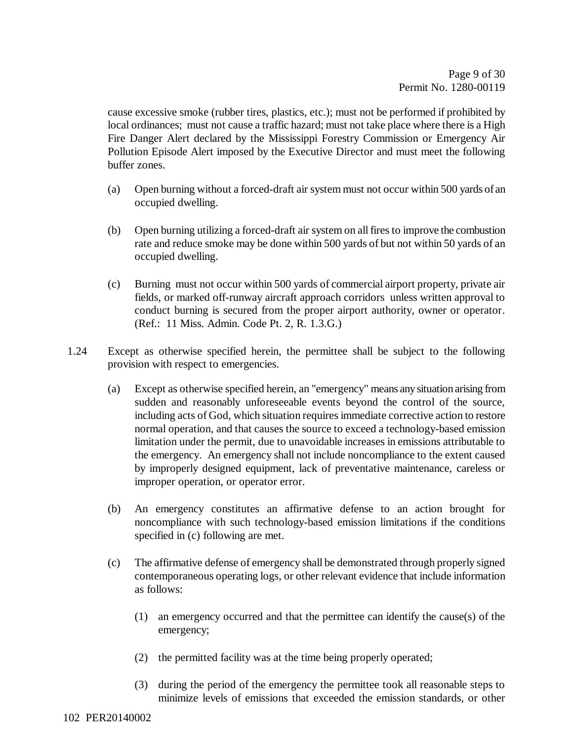cause excessive smoke (rubber tires, plastics, etc.); must not be performed if prohibited by local ordinances; must not cause a traffic hazard; must not take place where there is a High Fire Danger Alert declared by the Mississippi Forestry Commission or Emergency Air Pollution Episode Alert imposed by the Executive Director and must meet the following buffer zones.

(a) Open burning without a forced-draft air system must not occur within 500 yards of an occupied dwelling.

(b) Open burning utilizing a forced-draft air system on all fires to improve the combustion rate and reduce smoke may be done within 500 yards of but not within 50 yards of an occupied dwelling.

(c) Burning must not occur within 500 yards of commercial airport property, private air fields, or marked off-runway aircraft approach corridors unless written approval to conduct burning is secured from the proper airport authority, owner or operator. (Ref.: 11 Miss. Admin. Code Pt. 2, R. 1.3.G.)

1.24 Except as otherwise specified herein, the permittee shall be subject to the following provision with respect to emergencies.

(a) Except as otherwise specified herein, an "emergency" means any situation arising from sudden and reasonably unforeseeable events beyond the control of the source, including acts of God, which situation requires immediate corrective action to restore normal operation, and that causes the source to exceed a technology-based emission limitation under the permit, due to unavoidable increases in emissions attributable to the emergency. An emergency shall not include noncompliance to the extent caused by improperly designed equipment, lack of preventative maintenance, careless or improper operation, or operator error.

(b) An emergency constitutes an affirmative defense to an action brought for noncompliance with such technology-based emission limitations if the conditions specified in (c) following are met.

(c) The affirmative defense of emergency shall be demonstrated through properly signed contemporaneous operating logs, or other relevant evidence that include information as follows:

(1) an emergency occurred and that the permittee can identify the cause(s) of the emergency;

(2) the permitted facility was at the time being properly operated;

(3) during the period of the emergency the permittee took all reasonable steps to minimize levels of emissions that exceeded the emission standards, or other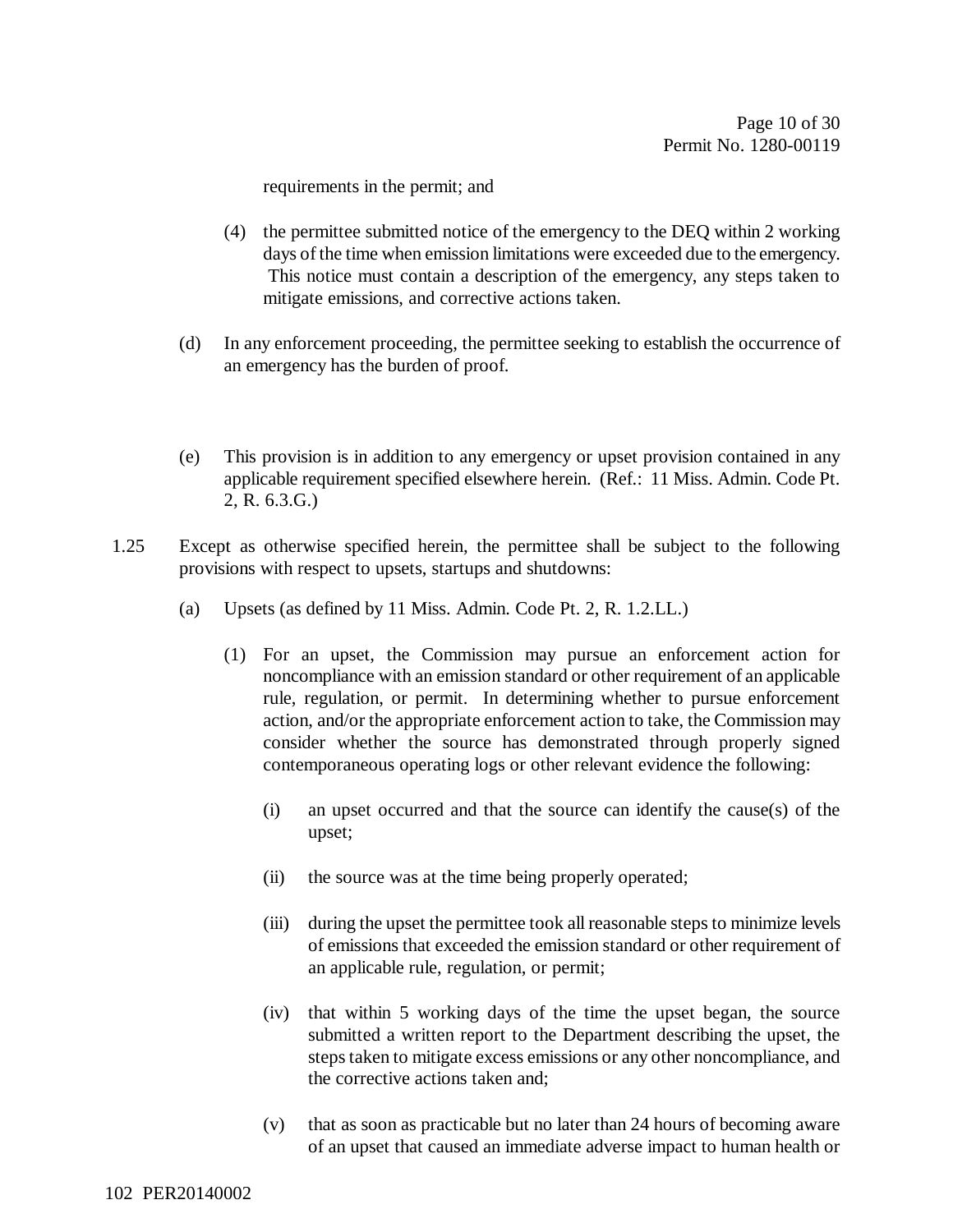requirements in the permit; and

(4) the permittee submitted notice of the emergency to the DEQ within 2 working days of the time when emission limitations were exceeded due to the emergency. This notice must contain a description of the emergency, any steps taken to mitigate emissions, and corrective actions taken.

(d) In any enforcement proceeding, the permittee seeking to establish the occurrence of an emergency has the burden of proof.

(e) This provision is in addition to any emergency or upset provision contained in any applicable requirement specified elsewhere herein. (Ref.: 11 Miss. Admin. Code Pt. 2, R. 6.3.G.)

1.25 Except as otherwise specified herein, the permittee shall be subject to the following provisions with respect to upsets, startups and shutdowns:

(a) Upsets (as defined by 11 Miss. Admin. Code Pt. 2, R. 1.2.LL.)

(1) For an upset, the Commission may pursue an enforcement action for noncompliance with an emission standard or other requirement of an applicable rule, regulation, or permit. In determining whether to pursue enforcement action, and/or the appropriate enforcement action to take, the Commission may consider whether the source has demonstrated through properly signed contemporaneous operating logs or other relevant evidence the following:

(i) an upset occurred and that the source can identify the cause(s) of the upset;

(ii) the source was at the time being properly operated;

(iii) during the upset the permittee took all reasonable steps to minimize levels of emissions that exceeded the emission standard or other requirement of an applicable rule, regulation, or permit;

(iv) that within 5 working days of the time the upset began, the source submitted a written report to the Department describing the upset, the steps taken to mitigate excess emissions or any other noncompliance, and the corrective actions taken and;

(v) that as soon as practicable but no later than 24 hours of becoming aware of an upset that caused an immediate adverse impact to human health or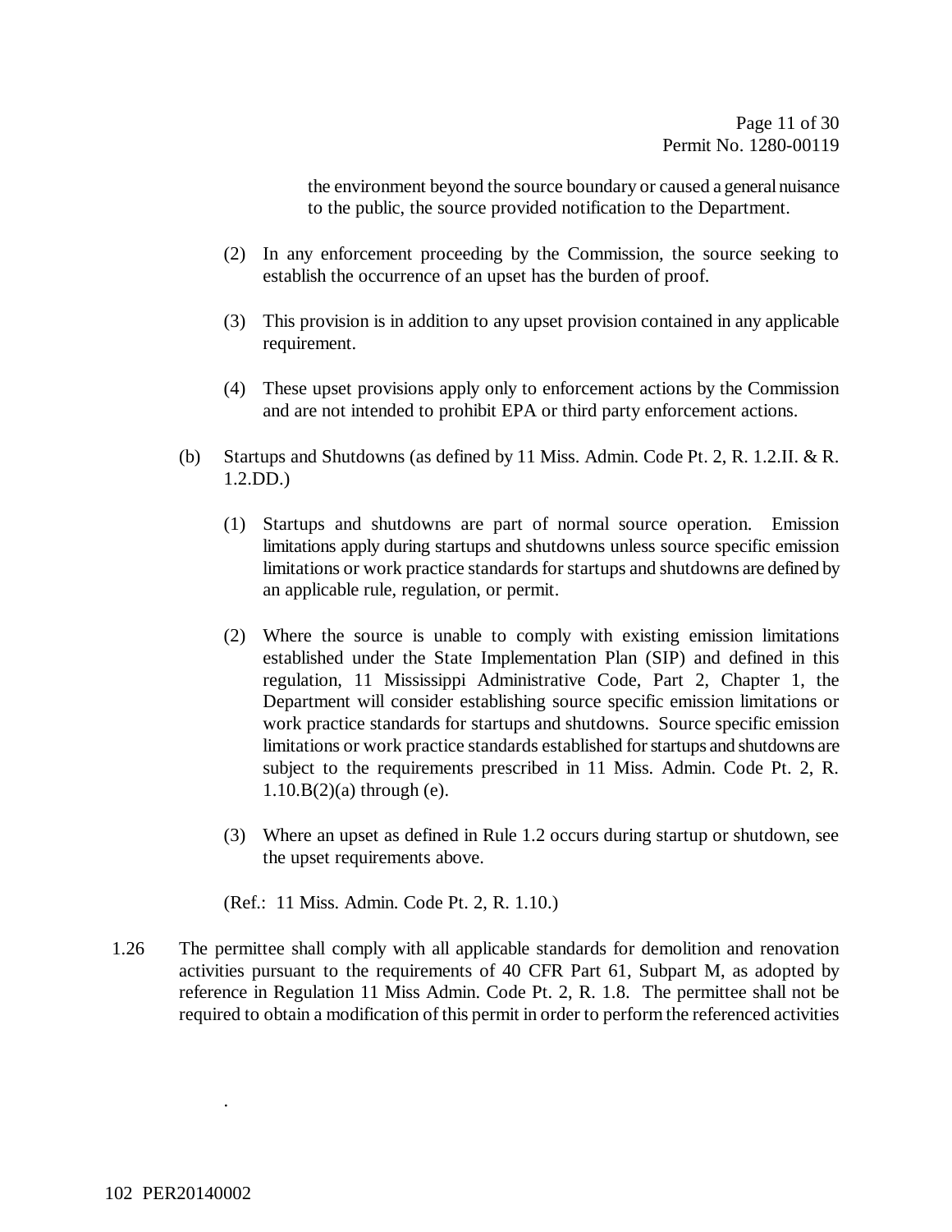the environment beyond the source boundary or caused a general nuisance to the public, the source provided notification to the Department.

(2) In any enforcement proceeding by the Commission, the source seeking to establish the occurrence of an upset has the burden of proof.

(3) This provision is in addition to any upset provision contained in any applicable requirement.

(4) These upset provisions apply only to enforcement actions by the Commission and are not intended to prohibit EPA or third party enforcement actions.

(b) Startups and Shutdowns (as defined by 11 Miss. Admin. Code Pt. 2, R. 1.2.II. & R. 1.2.DD.)

(1) Startups and shutdowns are part of normal source operation. Emission limitations apply during startups and shutdowns unless source specific emission limitations or work practice standards for startups and shutdowns are defined by an applicable rule, regulation, or permit.

(2) Where the source is unable to comply with existing emission limitations established under the State Implementation Plan (SIP) and defined in this regulation, 11 Mississippi Administrative Code, Part 2, Chapter 1, the Department will consider establishing source specific emission limitations or work practice standards for startups and shutdowns. Source specific emission limitations or work practice standards established for startups and shutdowns are subject to the requirements prescribed in 11 Miss. Admin. Code Pt. 2, R. 1.10.B(2)(a) through (e).

(3) Where an upset as defined in Rule 1.2 occurs during startup or shutdown, see the upset requirements above.

(Ref.: 11 Miss. Admin. Code Pt. 2, R. 1.10.)

1.26 The permittee shall comply with all applicable standards for demolition and renovation activities pursuant to the requirements of 40 CFR Part 61, Subpart M, as adopted by reference in Regulation 11 Miss Admin. Code Pt. 2, R. 1.8. The permittee shall not be required to obtain a modification of this permit in order to perform the referenced activities

.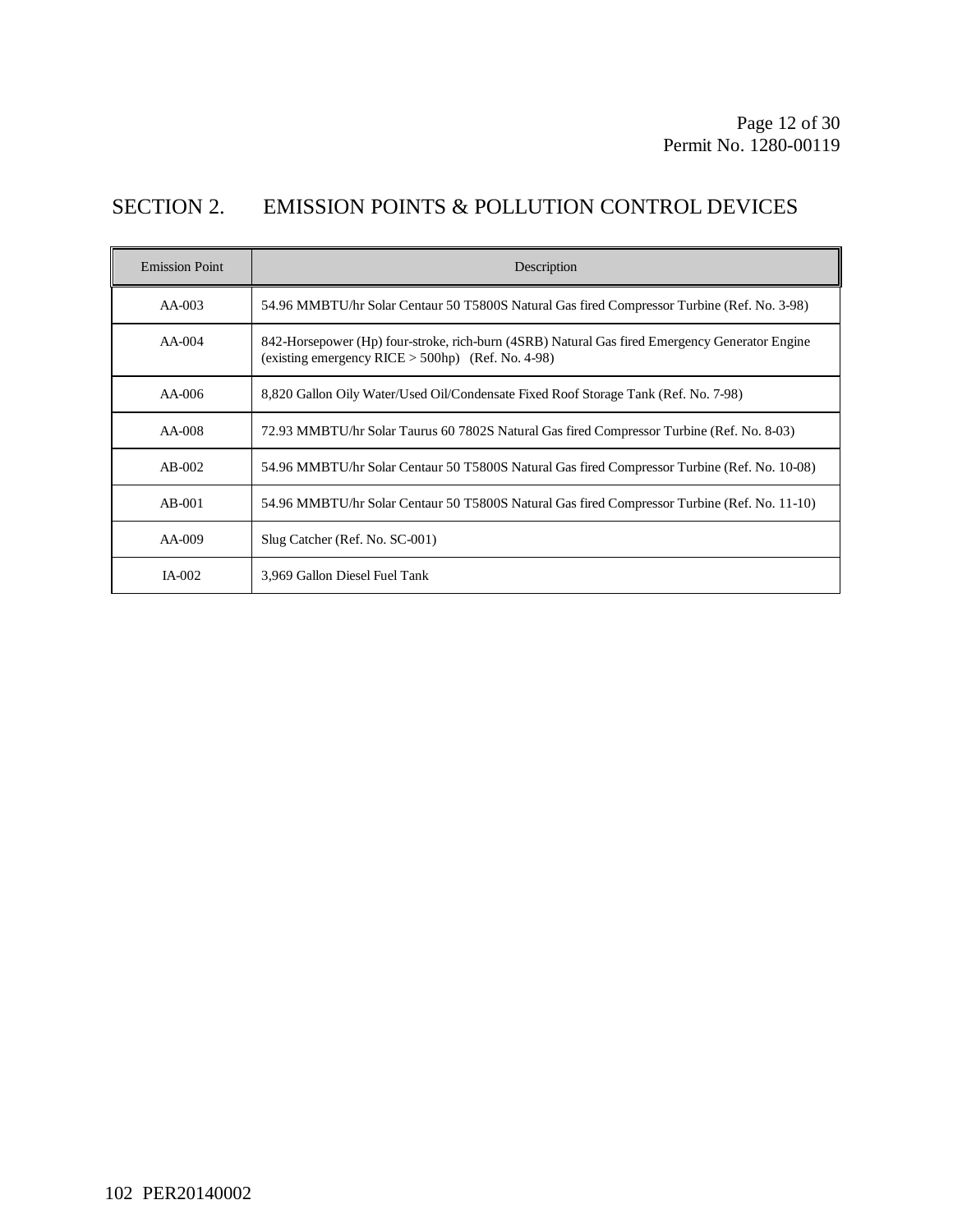# SECTION 2. EMISSION POINTS & POLLUTION CONTROL DEVICES

| Emission Point | Description |
|---|---|
| AA-003 | 54.96 MMBTU/hr Solar Centaur 50 T5800S Natural Gas fired Compressor Turbine (Ref. No. 3-98) |
| AA-004 | 842-Horsepower (Hp) four-stroke, rich-burn (4SRB) Natural Gas fired Emergency Generator Engine (existing emergency RICE > 500hp) (Ref. No. 4-98) |
| AA-006 | 8,820 Gallon Oily Water/Used Oil/Condensate Fixed Roof Storage Tank (Ref. No. 7-98) |
| AA-008 | 72.93 MMBTU/hr Solar Taurus 60 7802S Natural Gas fired Compressor Turbine (Ref. No. 8-03) |
| AB-002 | 54.96 MMBTU/hr Solar Centaur 50 T5800S Natural Gas fired Compressor Turbine (Ref. No. 10-08) |
| AB-001 | 54.96 MMBTU/hr Solar Centaur 50 T5800S Natural Gas fired Compressor Turbine (Ref. No. 11-10) |
| AA-009 | Slug Catcher (Ref. No. SC-001) |
| IA-002 | 3,969 Gallon Diesel Fuel Tank |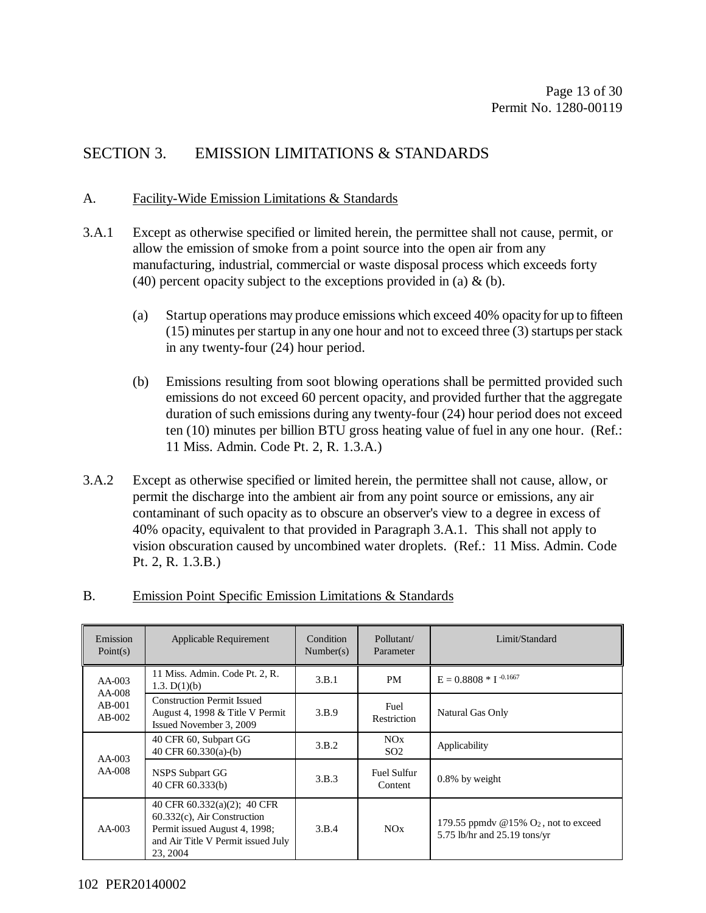## SECTION 3. EMISSION LIMITATIONS & STANDARDS

### A. Facility-Wide Emission Limitations & Standards

3.A.1 Except as otherwise specified or limited herein, the permittee shall not cause, permit, or allow the emission of smoke from a point source into the open air from any manufacturing, industrial, commercial or waste disposal process which exceeds forty (40) percent opacity subject to the exceptions provided in (a) & (b).

(a) Startup operations may produce emissions which exceed 40% opacity for up to fifteen (15) minutes per startup in any one hour and not to exceed three (3) startups per stack in any twenty-four (24) hour period.

(b) Emissions resulting from soot blowing operations shall be permitted provided such emissions do not exceed 60 percent opacity, and provided further that the aggregate duration of such emissions during any twenty-four (24) hour period does not exceed ten (10) minutes per billion BTU gross heating value of fuel in any one hour. (Ref.: 11 Miss. Admin. Code Pt. 2, R. 1.3.A.)

3.A.2 Except as otherwise specified or limited herein, the permittee shall not cause, allow, or permit the discharge into the ambient air from any point source or emissions, any air contaminant of such opacity as to obscure an observer's view to a degree in excess of 40% opacity, equivalent to that provided in Paragraph 3.A.1. This shall not apply to vision obscuration caused by uncombined water droplets. (Ref.: 11 Miss. Admin. Code Pt. 2, R. 1.3.B.)

### B. Emission Point Specific Emission Limitations & Standards

| Emission Point(s) | Applicable Requirement | Condition Number(s) | Pollutant/ Parameter | Limit/Standard |
|---|---|---|---|---|
| AA-003 AA-008 AB-001 AB-002 | 11 Miss. Admin. Code Pt. 2, R. 1.3. D(1)(b) | 3.B.1 | PM | $E = 0.8808 * I^{-0.1667}$ |
| | Construction Permit Issued August 4, 1998 & Title V Permit Issued November 3, 2009 | 3.B.9 | Fuel Restriction | Natural Gas Only |
| AA-003 AA-008 | 40 CFR 60, Subpart GG 40 CFR 60.330(a)-(b) | 3.B.2 | NOx $SO_2$ | Applicability |
| | NSPS Subpart GG 40 CFR 60.333(b) | 3.B.3 | Fuel Sulfur Content | 0.8% by weight |
| AA-003 | 40 CFR 60.332(a)(2); 40 CFR 60.332(c), Air Construction Permit issued August 4, 1998; and Air Title V Permit issued July 23, 2004 | 3.B.4 | NOx | 179.55 ppmdv @15% $O_2$, not to exceed 5.75 lb/hr and 25.19 tons/yr |

102 PER20140002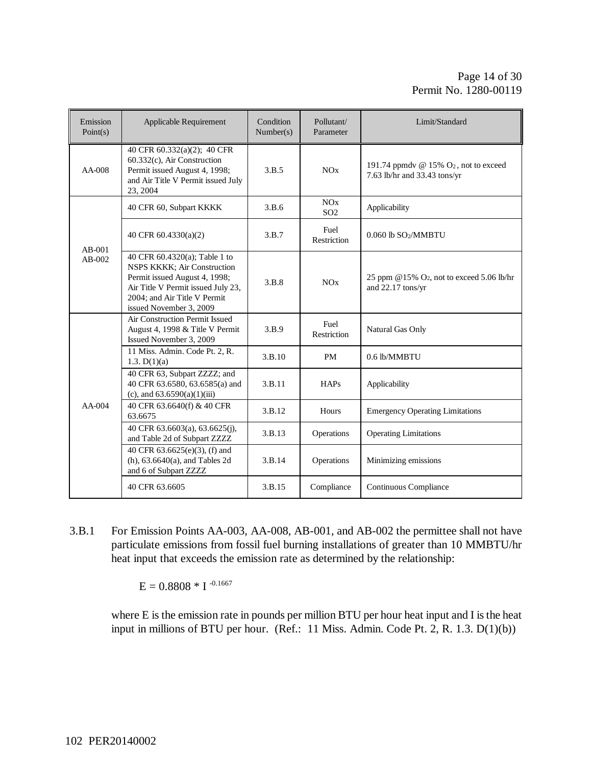| Emission Point(s) | Applicable Requirement | Condition Number(s) | Pollutant/ Parameter | Limit/Standard |
|---|---|---|---|---|
| AA-008 | 40 CFR 60.332(a)(2); 40 CFR 60.332(c), Air Construction Permit issued August 4, 1998; and Air Title V Permit issued July 23, 2004 | 3.B.5 | NOx | 191.74 ppmdv @ 15% $O_2$, not to exceed 7.63 lb/hr and 33.43 tons/yr |
| AB-001 AB-002 | 40 CFR 60, Subpart KKKK | 3.B.6 | NOx $SO_2$ | Applicability |
| | 40 CFR 60.4330(a)(2) | 3.B.7 | Fuel Restriction | 0.060 lb $SO_2$/MMBTU |
| | 40 CFR 60.4320(a); Table 1 to NSPS KKKK; Air Construction Permit issued August 4, 1998; Air Title V Permit issued July 23, 2004; and Air Title V Permit issued November 3, 2009 | 3.B.8 | NOx | 25 ppm @15% $O_2$, not to exceed 5.06 lb/hr and 22.17 tons/yr |
| AA-004 | Air Construction Permit Issued August 4, 1998 & Title V Permit Issued November 3, 2009 | 3.B.9 | Fuel Restriction | Natural Gas Only |
| | 11 Miss. Admin. Code Pt. 2, R. 1.3. D(1)(a) | 3.B.10 | PM | 0.6 lb/MMBTU |
| | 40 CFR 63, Subpart ZZZZ; and 40 CFR 63.6580, 63.6585(a) and (c), and 63.6590(a)(1)(iii) | 3.B.11 | HAPs | Applicability |
| | 40 CFR 63.6640(f) & 40 CFR 63.6675 | 3.B.12 | Hours | Emergency Operating Limitations |
| | 40 CFR 63.6603(a), 63.6625(j), and Table 2d of Subpart ZZZZ | 3.B.13 | Operations | Operating Limitations |
| | 40 CFR 63.6625(e)(3), (f) and (h), 63.6640(a), and Tables 2d and 6 of Subpart ZZZZ | 3.B.14 | Operations | Minimizing emissions |
| | 40 CFR 63.6605 | 3.B.15 | Compliance | Continuous Compliance |

3.B.1 For Emission Points AA-003, AA-008, AB-001, and AB-002 the permittee shall not have particulate emissions from fossil fuel burning installations of greater than 10 MMBTU/hr heat input that exceeds the emission rate as determined by the relationship:

$$E = 0.8808 * I^{-0.1667}$$

where E is the emission rate in pounds per million BTU per hour heat input and I is the heat input in millions of BTU per hour. (Ref.: 11 Miss. Admin. Code Pt. 2, R. 1.3. D(1)(b))

102 PER20140002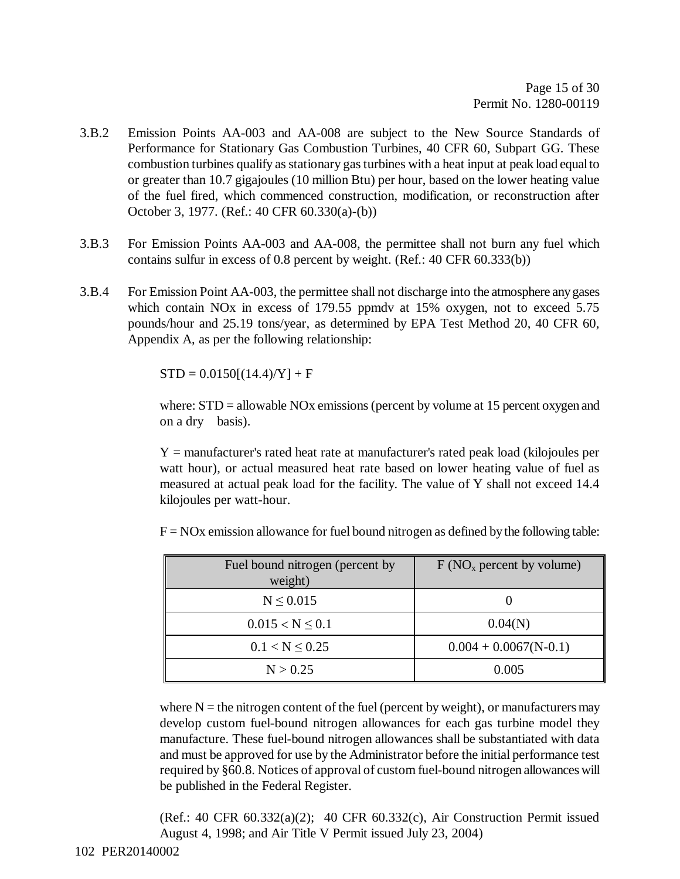3.B.2 Emission Points AA-003 and AA-008 are subject to the New Source Standards of Performance for Stationary Gas Combustion Turbines, 40 CFR 60, Subpart GG. These combustion turbines qualify as stationary gas turbines with a heat input at peak load equal to or greater than 10.7 gigajoules (10 million Btu) per hour, based on the lower heating value of the fuel fired, which commenced construction, modification, or reconstruction after October 3, 1977. (Ref.: 40 CFR 60.330(a)-(b))

3.B.3 For Emission Points AA-003 and AA-008, the permittee shall not burn any fuel which contains sulfur in excess of 0.8 percent by weight. (Ref.: 40 CFR 60.333(b))

3.B.4 For Emission Point AA-003, the permittee shall not discharge into the atmosphere any gases which contain NOx in excess of 179.55 ppmdv at 15% oxygen, not to exceed 5.75 pounds/hour and 25.19 tons/year, as determined by EPA Test Method 20, 40 CFR 60, Appendix A, as per the following relationship:

$$STD = 0.0150[(14.4)/Y] + F$$

where: STD = allowable NOx emissions (percent by volume at 15 percent oxygen and on a dry basis).

Y = manufacturer's rated heat rate at manufacturer's rated peak load (kilojoules per watt hour), or actual measured heat rate based on lower heating value of fuel as measured at actual peak load for the facility. The value of Y shall not exceed 14.4 kilojoules per watt-hour.

F = NOx emission allowance for fuel bound nitrogen as defined by the following table:

| Fuel bound nitrogen (percent by weight) | F ($NO_x$ percent by volume) |
|---|---|
| $N \leq 0.015$ | 0 |
| $0.015 < N \leq 0.1$ | 0.04(N) |
| $0.1 < N \leq 0.25$ | 0.004 + 0.0067(N-0.1) |
| $N > 0.25$ | 0.005 |

where N = the nitrogen content of the fuel (percent by weight), or manufacturers may develop custom fuel-bound nitrogen allowances for each gas turbine model they manufacture. These fuel-bound nitrogen allowances shall be substantiated with data and must be approved for use by the Administrator before the initial performance test required by §60.8. Notices of approval of custom fuel-bound nitrogen allowances will be published in the Federal Register.

(Ref.: 40 CFR 60.332(a)(2); 40 CFR 60.332(c), Air Construction Permit issued August 4, 1998; and Air Title V Permit issued July 23, 2004)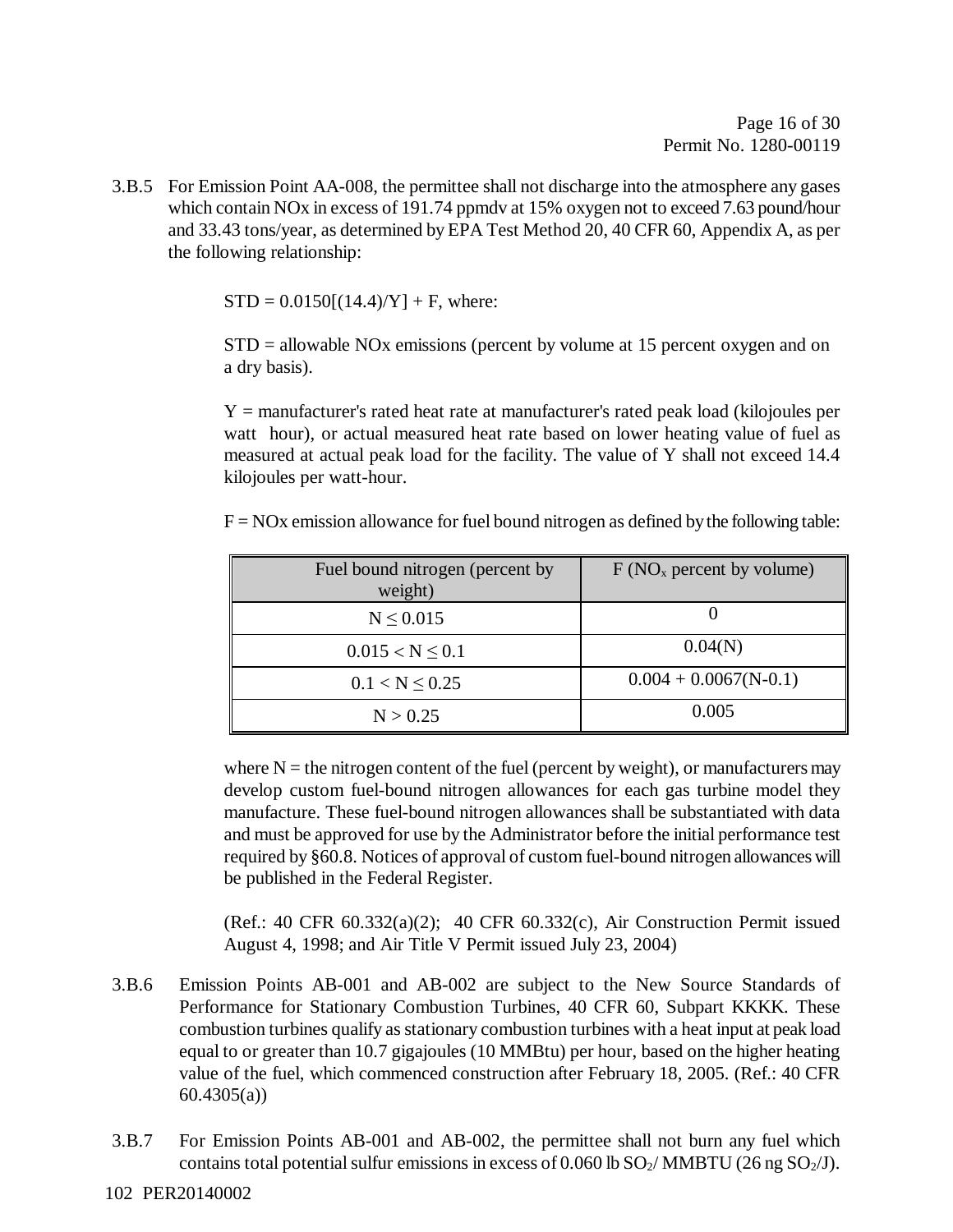3.B.5 For Emission Point AA-008, the permittee shall not discharge into the atmosphere any gases which contain NOx in excess of 191.74 ppmdv at 15% oxygen not to exceed 7.63 pound/hour and 33.43 tons/year, as determined by EPA Test Method 20, 40 CFR 60, Appendix A, as per the following relationship:

$STD = 0.0150[(14.4)/Y] + F$, where:

STD = allowable NOx emissions (percent by volume at 15 percent oxygen and on a dry basis).

Y = manufacturer's rated heat rate at manufacturer's rated peak load (kilojoules per watt hour), or actual measured heat rate based on lower heating value of fuel as measured at actual peak load for the facility. The value of Y shall not exceed 14.4 kilojoules per watt-hour.

F = NOx emission allowance for fuel bound nitrogen as defined by the following table:

| Fuel bound nitrogen (percent by weight) | F ($NO_x$ percent by volume) |
|---|---|
| $N \leq 0.015$ | 0 |
| $0.015 < N \leq 0.1$ | 0.04(N) |
| $0.1 < N \leq 0.25$ | 0.004 + 0.0067(N-0.1) |
| $N > 0.25$ | 0.005 |

where N = the nitrogen content of the fuel (percent by weight), or manufacturers may develop custom fuel-bound nitrogen allowances for each gas turbine model they manufacture. These fuel-bound nitrogen allowances shall be substantiated with data and must be approved for use by the Administrator before the initial performance test required by §60.8. Notices of approval of custom fuel-bound nitrogen allowances will be published in the Federal Register.

(Ref.: 40 CFR 60.332(a)(2); 40 CFR 60.332(c), Air Construction Permit issued August 4, 1998; and Air Title V Permit issued July 23, 2004)

3.B.6 Emission Points AB-001 and AB-002 are subject to the New Source Standards of Performance for Stationary Combustion Turbines, 40 CFR 60, Subpart KKKK. These combustion turbines qualify as stationary combustion turbines with a heat input at peak load equal to or greater than 10.7 gigajoules (10 MMBtu) per hour, based on the higher heating value of the fuel, which commenced construction after February 18, 2005. (Ref.: 40 CFR 60.4305(a))

3.B.7 For Emission Points AB-001 and AB-002, the permittee shall not burn any fuel which contains total potential sulfur emissions in excess of 0.060 lb $SO_2$/ MMBTU (26 ng $SO_2$/J).

102 PER20140002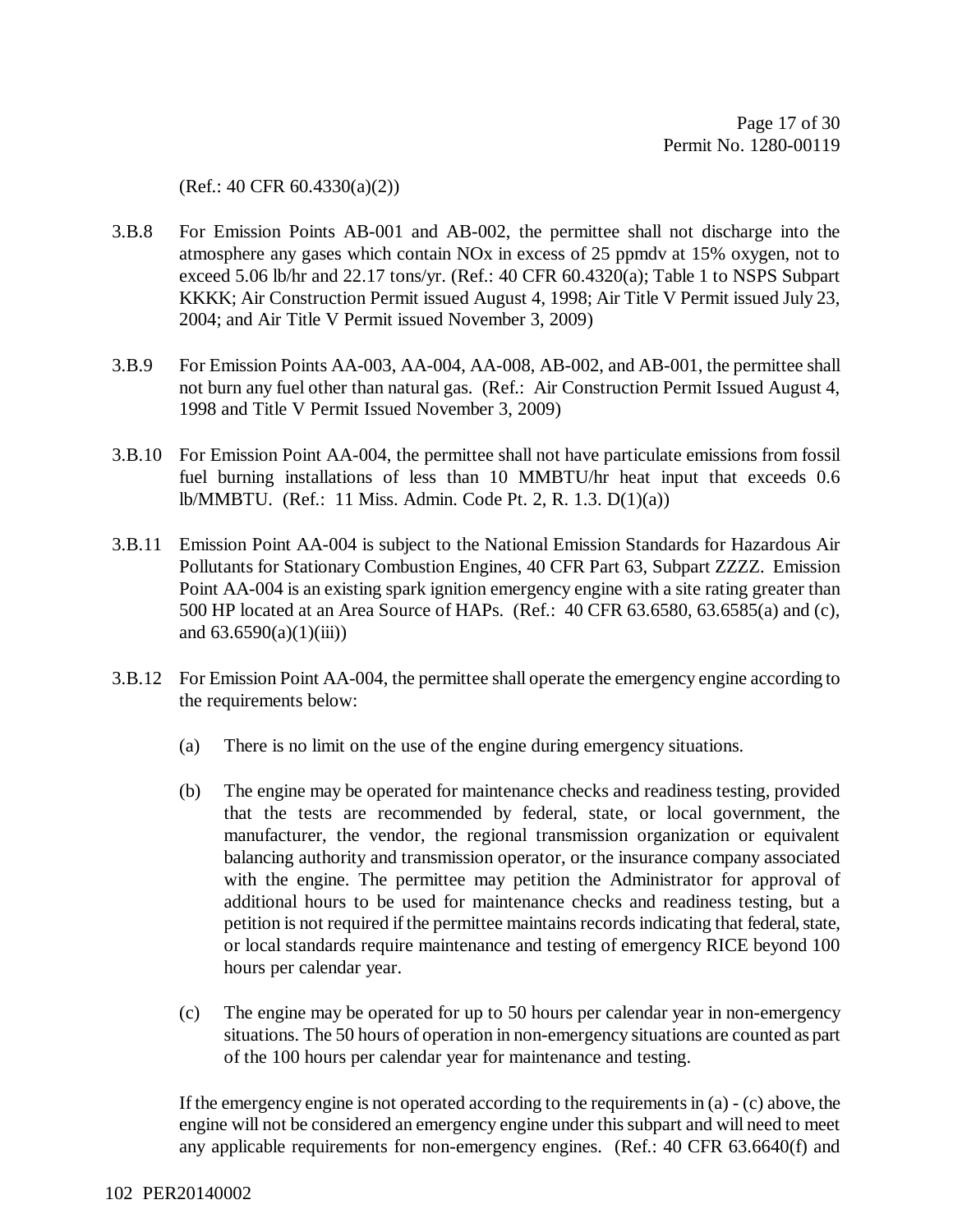(Ref.: 40 CFR 60.4330(a)(2))

3.B.8 For Emission Points AB-001 and AB-002, the permittee shall not discharge into the atmosphere any gases which contain NOx in excess of 25 ppmdv at 15% oxygen, not to exceed 5.06 lb/hr and 22.17 tons/yr. (Ref.: 40 CFR 60.4320(a); Table 1 to NSPS Subpart KKKK; Air Construction Permit issued August 4, 1998; Air Title V Permit issued July 23, 2004; and Air Title V Permit issued November 3, 2009)

3.B.9 For Emission Points AA-003, AA-004, AA-008, AB-002, and AB-001, the permittee shall not burn any fuel other than natural gas. (Ref.: Air Construction Permit Issued August 4, 1998 and Title V Permit Issued November 3, 2009)

3.B.10 For Emission Point AA-004, the permittee shall not have particulate emissions from fossil fuel burning installations of less than 10 MMBTU/hr heat input that exceeds 0.6 lb/MMBTU. (Ref.: 11 Miss. Admin. Code Pt. 2, R. 1.3. D(1)(a))

3.B.11 Emission Point AA-004 is subject to the National Emission Standards for Hazardous Air Pollutants for Stationary Combustion Engines, 40 CFR Part 63, Subpart ZZZZ. Emission Point AA-004 is an existing spark ignition emergency engine with a site rating greater than 500 HP located at an Area Source of HAPs. (Ref.: 40 CFR 63.6580, 63.6585(a) and (c), and 63.6590(a)(1)(iii))

3.B.12 For Emission Point AA-004, the permittee shall operate the emergency engine according to the requirements below:

(a) There is no limit on the use of the engine during emergency situations.

(b) The engine may be operated for maintenance checks and readiness testing, provided that the tests are recommended by federal, state, or local government, the manufacturer, the vendor, the regional transmission organization or equivalent balancing authority and transmission operator, or the insurance company associated with the engine. The permittee may petition the Administrator for approval of additional hours to be used for maintenance checks and readiness testing, but a petition is not required if the permittee maintains records indicating that federal, state, or local standards require maintenance and testing of emergency RICE beyond 100 hours per calendar year.

(c) The engine may be operated for up to 50 hours per calendar year in non-emergency situations. The 50 hours of operation in non-emergency situations are counted as part of the 100 hours per calendar year for maintenance and testing.

If the emergency engine is not operated according to the requirements in (a) - (c) above, the engine will not be considered an emergency engine under this subpart and will need to meet any applicable requirements for non-emergency engines. (Ref.: 40 CFR 63.6640(f) and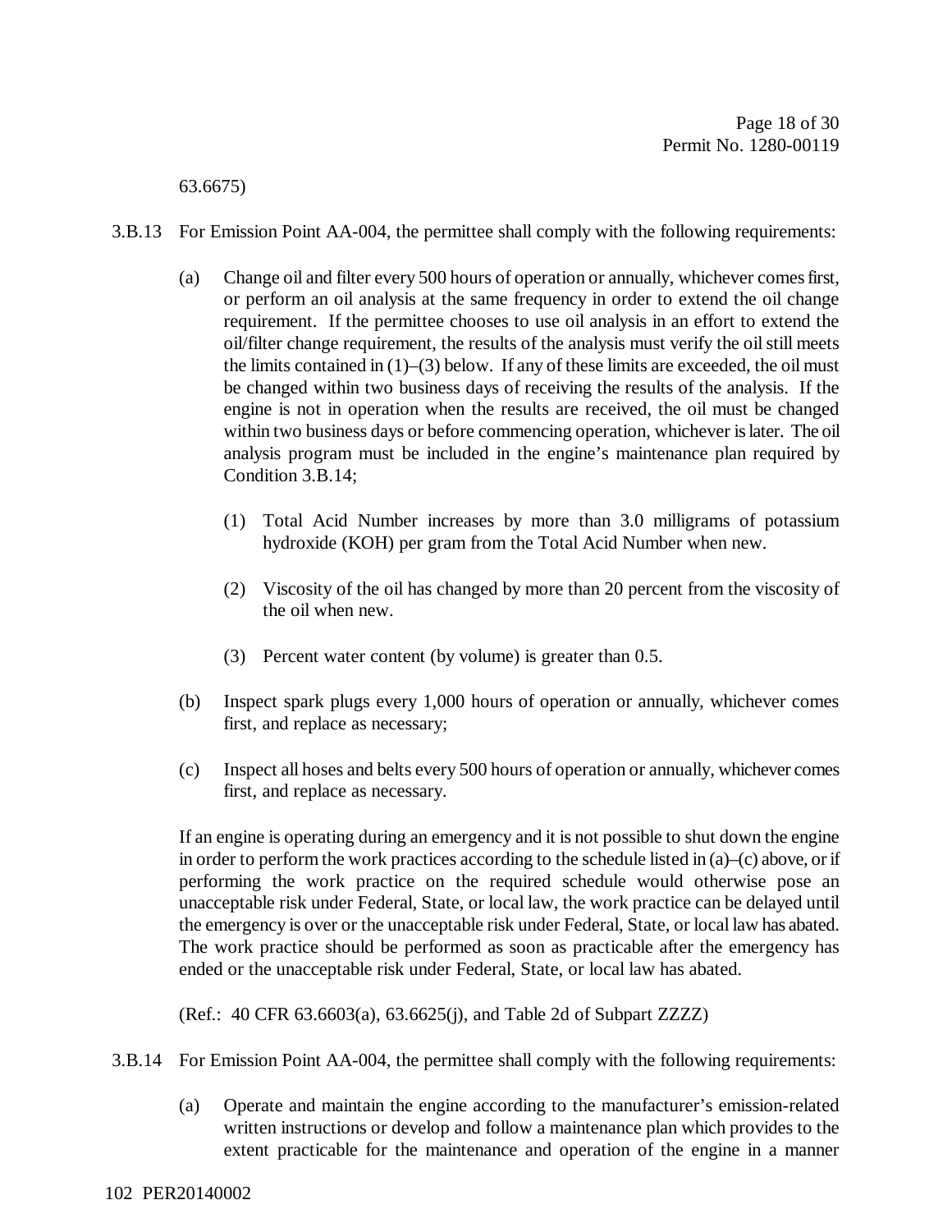63.6675)

3.B.13 For Emission Point AA-004, the permittee shall comply with the following requirements:

(a) Change oil and filter every 500 hours of operation or annually, whichever comes first, or perform an oil analysis at the same frequency in order to extend the oil change requirement. If the permittee chooses to use oil analysis in an effort to extend the oil/filter change requirement, the results of the analysis must verify the oil still meets the limits contained in (1)–(3) below. If any of these limits are exceeded, the oil must be changed within two business days of receiving the results of the analysis. If the engine is not in operation when the results are received, the oil must be changed within two business days or before commencing operation, whichever is later. The oil analysis program must be included in the engine's maintenance plan required by Condition 3.B.14;

   (1) Total Acid Number increases by more than 3.0 milligrams of potassium hydroxide (KOH) per gram from the Total Acid Number when new.

   (2) Viscosity of the oil has changed by more than 20 percent from the viscosity of the oil when new.

   (3) Percent water content (by volume) is greater than 0.5.

(b) Inspect spark plugs every 1,000 hours of operation or annually, whichever comes first, and replace as necessary;

(c) Inspect all hoses and belts every 500 hours of operation or annually, whichever comes first, and replace as necessary.

If an engine is operating during an emergency and it is not possible to shut down the engine in order to perform the work practices according to the schedule listed in (a)–(c) above, or if performing the work practice on the required schedule would otherwise pose an unacceptable risk under Federal, State, or local law, the work practice can be delayed until the emergency is over or the unacceptable risk under Federal, State, or local law has abated. The work practice should be performed as soon as practicable after the emergency has ended or the unacceptable risk under Federal, State, or local law has abated.

(Ref.: 40 CFR 63.6603(a), 63.6625(j), and Table 2d of Subpart ZZZZ)

3.B.14 For Emission Point AA-004, the permittee shall comply with the following requirements:

(a) Operate and maintain the engine according to the manufacturer's emission-related written instructions or develop and follow a maintenance plan which provides to the extent practicable for the maintenance and operation of the engine in a manner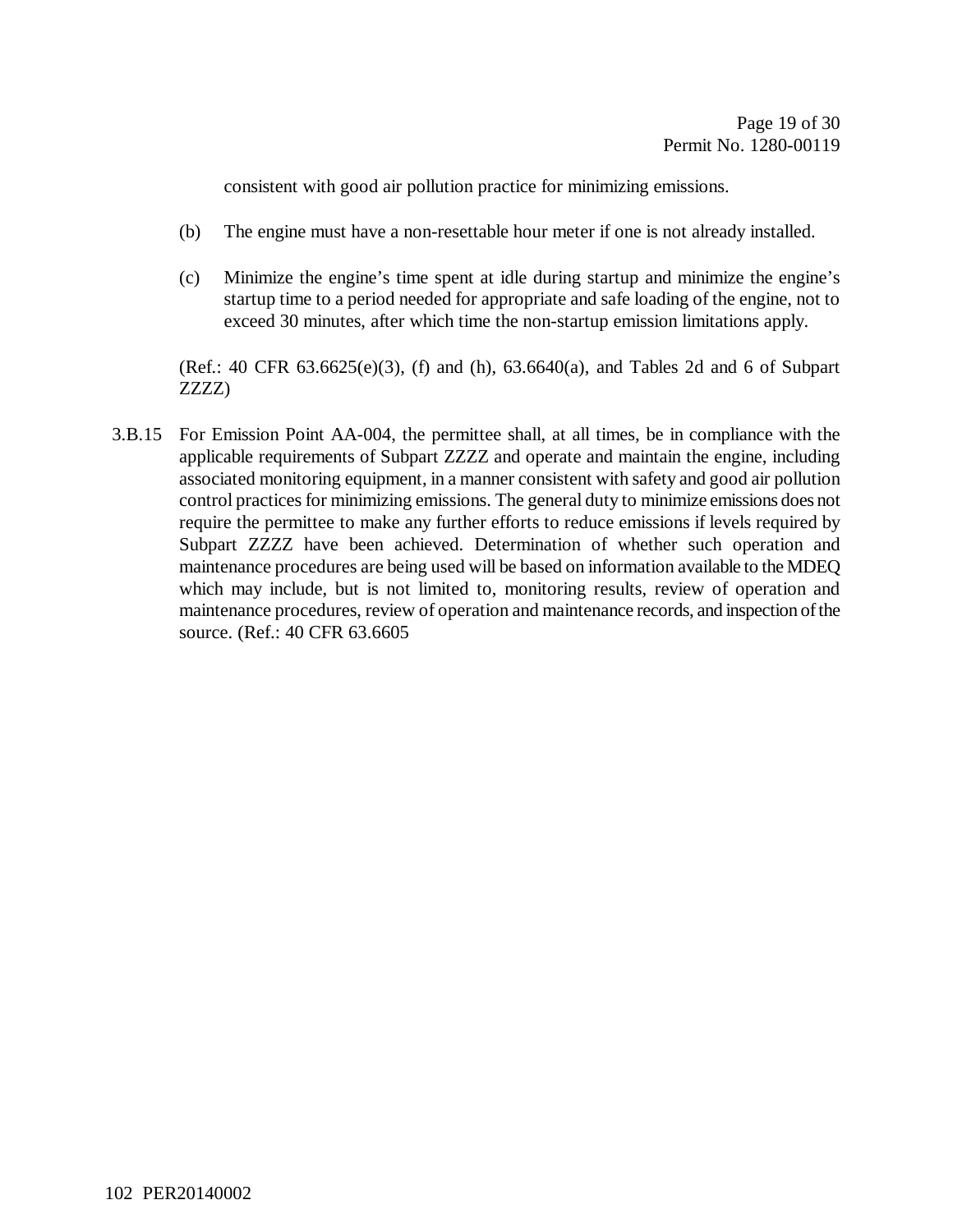consistent with good air pollution practice for minimizing emissions.

(b) The engine must have a non-resettable hour meter if one is not already installed.

(c) Minimize the engine's time spent at idle during startup and minimize the engine's startup time to a period needed for appropriate and safe loading of the engine, not to exceed 30 minutes, after which time the non-startup emission limitations apply.

(Ref.: 40 CFR 63.6625(e)(3), (f) and (h), 63.6640(a), and Tables 2d and 6 of Subpart ZZZZ)

3.B.15 For Emission Point AA-004, the permittee shall, at all times, be in compliance with the applicable requirements of Subpart ZZZZ and operate and maintain the engine, including associated monitoring equipment, in a manner consistent with safety and good air pollution control practices for minimizing emissions. The general duty to minimize emissions does not require the permittee to make any further efforts to reduce emissions if levels required by Subpart ZZZZ have been achieved. Determination of whether such operation and maintenance procedures are being used will be based on information available to the MDEQ which may include, but is not limited to, monitoring results, review of operation and maintenance procedures, review of operation and maintenance records, and inspection of the source. (Ref.: 40 CFR 63.6605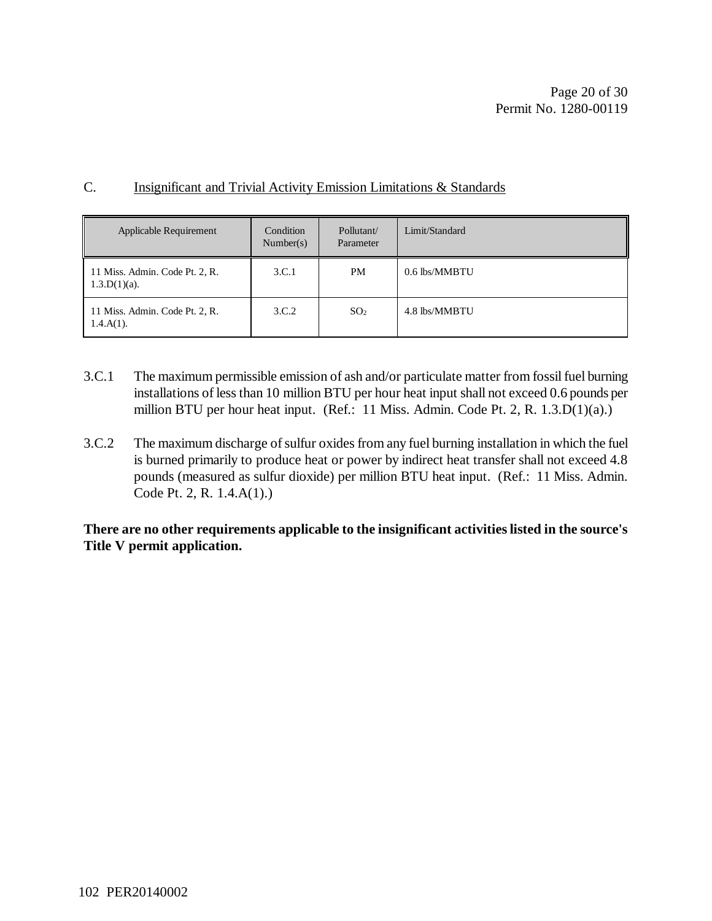## C. Insignificant and Trivial Activity Emission Limitations & Standards

| Applicable Requirement | Condition Number(s) | Pollutant/ Parameter | Limit/Standard |
|---|---|---|---|
| 11 Miss. Admin. Code Pt. 2, R. 1.3.D(1)(a). | 3.C.1 | PM | 0.6 lbs/MMBTU |
| 11 Miss. Admin. Code Pt. 2, R. 1.4.A(1). | 3.C.2 | $SO_2$ | 4.8 lbs/MMBTU |

3.C.1 The maximum permissible emission of ash and/or particulate matter from fossil fuel burning installations of less than 10 million BTU per hour heat input shall not exceed 0.6 pounds per million BTU per hour heat input. (Ref.: 11 Miss. Admin. Code Pt. 2, R. 1.3.D(1)(a).)

3.C.2 The maximum discharge of sulfur oxides from any fuel burning installation in which the fuel is burned primarily to produce heat or power by indirect heat transfer shall not exceed 4.8 pounds (measured as sulfur dioxide) per million BTU heat input. (Ref.: 11 Miss. Admin. Code Pt. 2, R. 1.4.A(1).)

**There are no other requirements applicable to the insignificant activities listed in the source's Title V permit application.**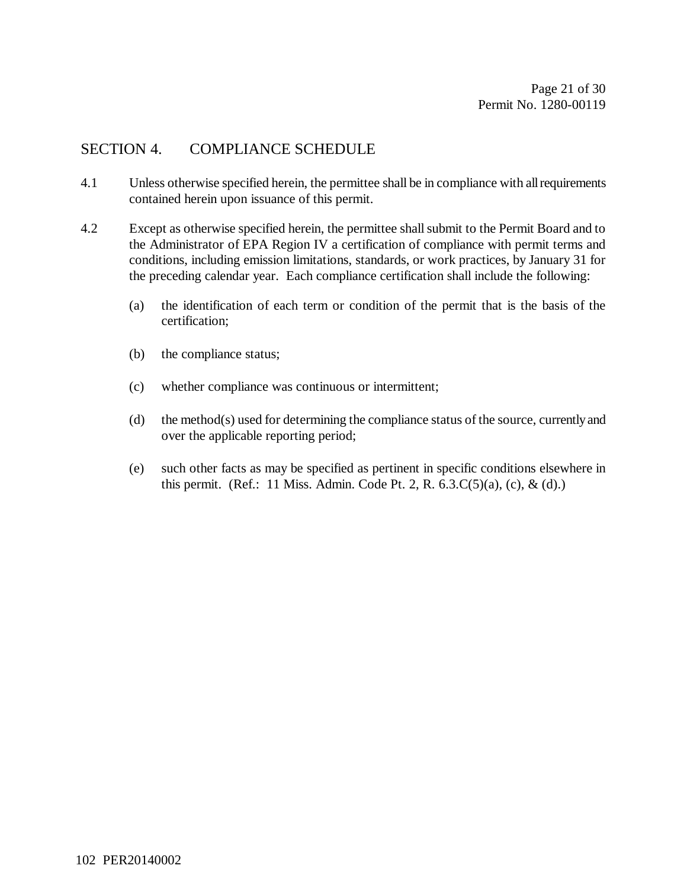## SECTION 4. COMPLIANCE SCHEDULE

4.1 Unless otherwise specified herein, the permittee shall be in compliance with all requirements contained herein upon issuance of this permit.

4.2 Except as otherwise specified herein, the permittee shall submit to the Permit Board and to the Administrator of EPA Region IV a certification of compliance with permit terms and conditions, including emission limitations, standards, or work practices, by January 31 for the preceding calendar year. Each compliance certification shall include the following:

(a) the identification of each term or condition of the permit that is the basis of the certification;

(b) the compliance status;

(c) whether compliance was continuous or intermittent;

(d) the method(s) used for determining the compliance status of the source, currently and over the applicable reporting period;

(e) such other facts as may be specified as pertinent in specific conditions elsewhere in this permit. (Ref.: 11 Miss. Admin. Code Pt. 2, R. 6.3.C(5)(a), (c), & (d).)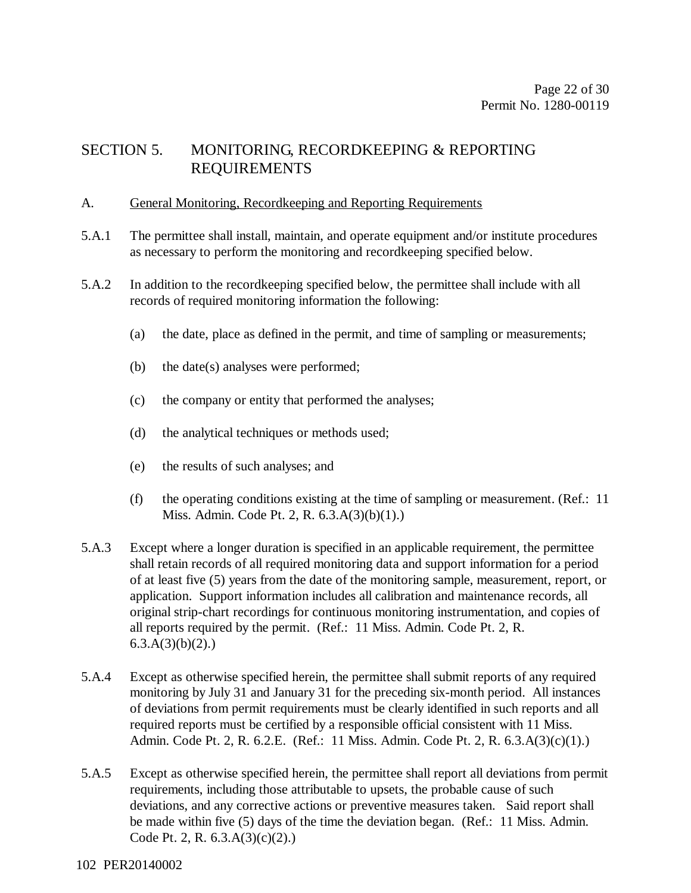# SECTION 5. MONITORING, RECORDKEEPING & REPORTING REQUIREMENTS

## A. General Monitoring, Recordkeeping and Reporting Requirements

5.A.1 The permittee shall install, maintain, and operate equipment and/or institute procedures as necessary to perform the monitoring and recordkeeping specified below.

5.A.2 In addition to the recordkeeping specified below, the permittee shall include with all records of required monitoring information the following:

(a) the date, place as defined in the permit, and time of sampling or measurements;

(b) the date(s) analyses were performed;

(c) the company or entity that performed the analyses;

(d) the analytical techniques or methods used;

(e) the results of such analyses; and

(f) the operating conditions existing at the time of sampling or measurement. (Ref.: 11 Miss. Admin. Code Pt. 2, R. 6.3.A(3)(b)(1).)

5.A.3 Except where a longer duration is specified in an applicable requirement, the permittee shall retain records of all required monitoring data and support information for a period of at least five (5) years from the date of the monitoring sample, measurement, report, or application. Support information includes all calibration and maintenance records, all original strip-chart recordings for continuous monitoring instrumentation, and copies of all reports required by the permit. (Ref.: 11 Miss. Admin. Code Pt. 2, R. 6.3.A(3)(b)(2).)

5.A.4 Except as otherwise specified herein, the permittee shall submit reports of any required monitoring by July 31 and January 31 for the preceding six-month period. All instances of deviations from permit requirements must be clearly identified in such reports and all required reports must be certified by a responsible official consistent with 11 Miss. Admin. Code Pt. 2, R. 6.2.E. (Ref.: 11 Miss. Admin. Code Pt. 2, R. 6.3.A(3)(c)(1).)

5.A.5 Except as otherwise specified herein, the permittee shall report all deviations from permit requirements, including those attributable to upsets, the probable cause of such deviations, and any corrective actions or preventive measures taken. Said report shall be made within five (5) days of the time the deviation began. (Ref.: 11 Miss. Admin. Code Pt. 2, R. 6.3.A(3)(c)(2).)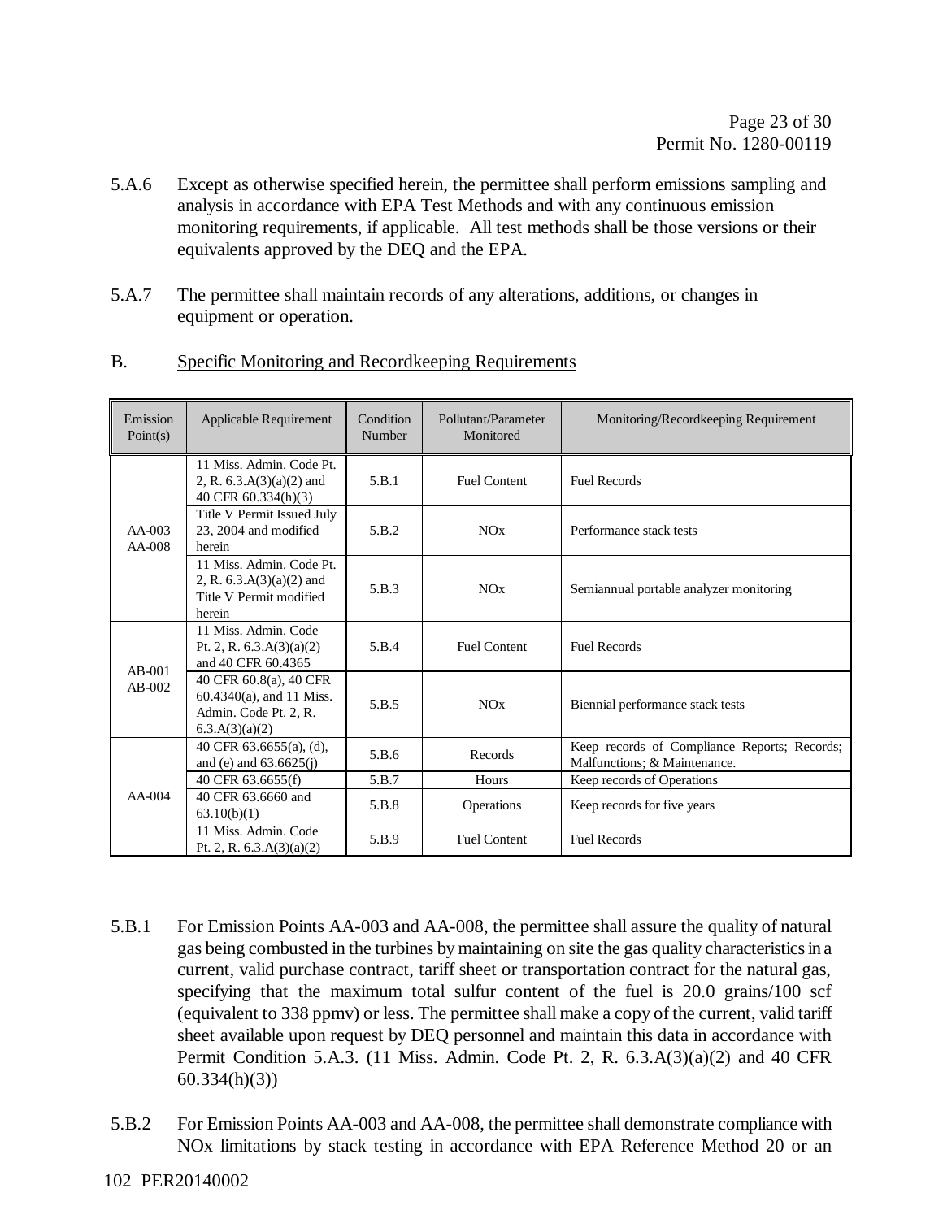5.A.6 Except as otherwise specified herein, the permittee shall perform emissions sampling and analysis in accordance with EPA Test Methods and with any continuous emission monitoring requirements, if applicable. All test methods shall be those versions or their equivalents approved by the DEQ and the EPA.

5.A.7 The permittee shall maintain records of any alterations, additions, or changes in equipment or operation.

B. Specific Monitoring and Recordkeeping Requirements

| Emission Point(s) | Applicable Requirement | Condition Number | Pollutant/Parameter Monitored | Monitoring/Recordkeeping Requirement |
|---|---|---|---|---|
| AA-003 AA-008 | 11 Miss. Admin. Code Pt. 2, R. 6.3.A(3)(a)(2) and 40 CFR 60.334(h)(3) | 5.B.1 | Fuel Content | Fuel Records |
| | Title V Permit Issued July 23, 2004 and modified herein | 5.B.2 | NOx | Performance stack tests |
| | 11 Miss. Admin. Code Pt. 2, R. 6.3.A(3)(a)(2) and Title V Permit modified herein | 5.B.3 | NOx | Semiannual portable analyzer monitoring |
| AB-001 AB-002 | 11 Miss. Admin. Code Pt. 2, R. 6.3.A(3)(a)(2) and 40 CFR 60.4365 | 5.B.4 | Fuel Content | Fuel Records |
| | 40 CFR 60.8(a), 40 CFR 60.4340(a), and 11 Miss. Admin. Code Pt. 2, R. 6.3.A(3)(a)(2) | 5.B.5 | NOx | Biennial performance stack tests |
| AA-004 | 40 CFR 63.6655(a), (d), and (e) and 63.6625(j) | 5.B.6 | Records | Keep records of Compliance Reports; Records; Malfunctions; & Maintenance. |
| | 40 CFR 63.6655(f) | 5.B.7 | Hours | Keep records of Operations |
| | 40 CFR 63.6660 and 63.10(b)(1) | 5.B.8 | Operations | Keep records for five years |
| | 11 Miss. Admin. Code Pt. 2, R. 6.3.A(3)(a)(2) | 5.B.9 | Fuel Content | Fuel Records |

5.B.1 For Emission Points AA-003 and AA-008, the permittee shall assure the quality of natural gas being combusted in the turbines by maintaining on site the gas quality characteristics in a current, valid purchase contract, tariff sheet or transportation contract for the natural gas, specifying that the maximum total sulfur content of the fuel is 20.0 grains/100 scf (equivalent to 338 ppmv) or less. The permittee shall make a copy of the current, valid tariff sheet available upon request by DEQ personnel and maintain this data in accordance with Permit Condition 5.A.3. (11 Miss. Admin. Code Pt. 2, R. 6.3.A(3)(a)(2) and 40 CFR 60.334(h)(3))

5.B.2 For Emission Points AA-003 and AA-008, the permittee shall demonstrate compliance with NOx limitations by stack testing in accordance with EPA Reference Method 20 or an

102 PER20140002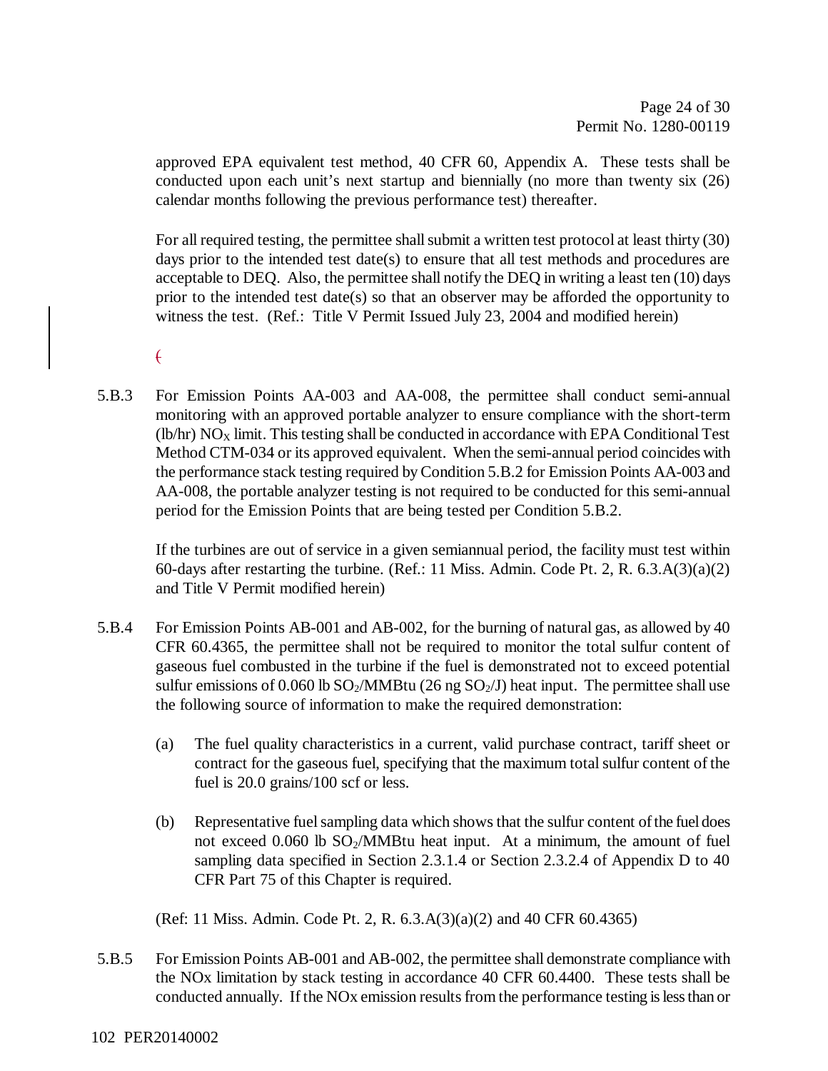approved EPA equivalent test method, 40 CFR 60, Appendix A. These tests shall be conducted upon each unit's next startup and biennially (no more than twenty six (26) calendar months following the previous performance test) thereafter.

For all required testing, the permittee shall submit a written test protocol at least thirty (30) days prior to the intended test date(s) to ensure that all test methods and procedures are acceptable to DEQ. Also, the permittee shall notify the DEQ in writing a least ten (10) days prior to the intended test date(s) so that an observer may be afforded the opportunity to witness the test. (Ref.: Title V Permit Issued July 23, 2004 and modified herein)

(

5.B.3 For Emission Points AA-003 and AA-008, the permittee shall conduct semi-annual monitoring with an approved portable analyzer to ensure compliance with the short-term (lb/hr) $NO_X$ limit. This testing shall be conducted in accordance with EPA Conditional Test Method CTM-034 or its approved equivalent. When the semi-annual period coincides with the performance stack testing required by Condition 5.B.2 for Emission Points AA-003 and AA-008, the portable analyzer testing is not required to be conducted for this semi-annual period for the Emission Points that are being tested per Condition 5.B.2.

If the turbines are out of service in a given semiannual period, the facility must test within 60-days after restarting the turbine. (Ref.: 11 Miss. Admin. Code Pt. 2, R. 6.3.A(3)(a)(2) and Title V Permit modified herein)

5.B.4 For Emission Points AB-001 and AB-002, for the burning of natural gas, as allowed by 40 CFR 60.4365, the permittee shall not be required to monitor the total sulfur content of gaseous fuel combusted in the turbine if the fuel is demonstrated not to exceed potential sulfur emissions of 0.060 lb $SO_2$/MMBtu (26 ng $SO_2$/J) heat input. The permittee shall use the following source of information to make the required demonstration:

(a) The fuel quality characteristics in a current, valid purchase contract, tariff sheet or contract for the gaseous fuel, specifying that the maximum total sulfur content of the fuel is 20.0 grains/100 scf or less.

(b) Representative fuel sampling data which shows that the sulfur content of the fuel does not exceed 0.060 lb $SO_2$/MMBtu heat input. At a minimum, the amount of fuel sampling data specified in Section 2.3.1.4 or Section 2.3.2.4 of Appendix D to 40 CFR Part 75 of this Chapter is required.

(Ref: 11 Miss. Admin. Code Pt. 2, R. 6.3.A(3)(a)(2) and 40 CFR 60.4365)

5.B.5 For Emission Points AB-001 and AB-002, the permittee shall demonstrate compliance with the NOx limitation by stack testing in accordance 40 CFR 60.4400. These tests shall be conducted annually. If the NOx emission results from the performance testing is less than or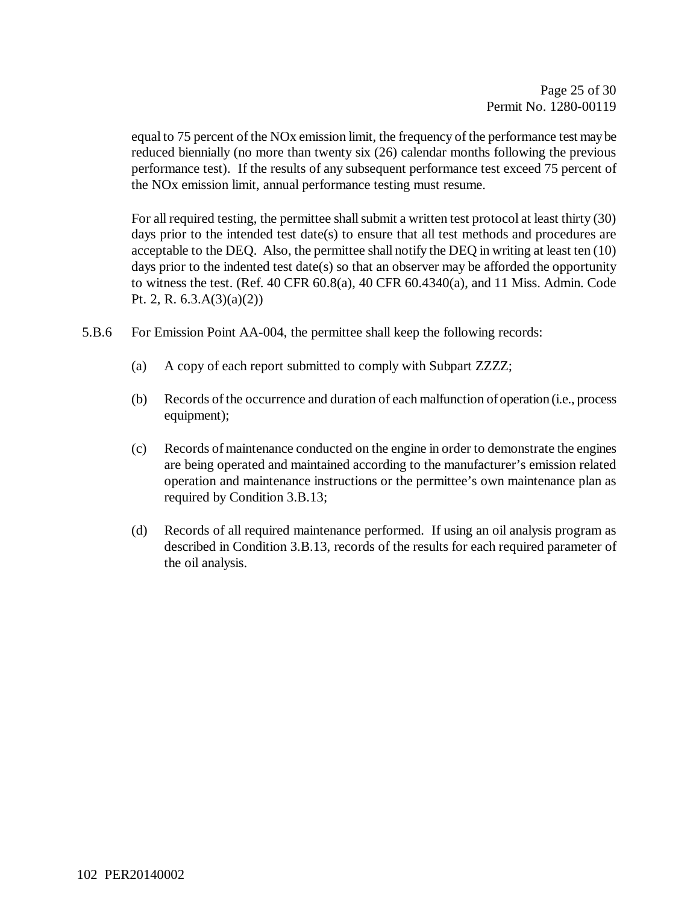equal to 75 percent of the NOx emission limit, the frequency of the performance test may be reduced biennially (no more than twenty six (26) calendar months following the previous performance test). If the results of any subsequent performance test exceed 75 percent of the NOx emission limit, annual performance testing must resume.

For all required testing, the permittee shall submit a written test protocol at least thirty (30) days prior to the intended test date(s) to ensure that all test methods and procedures are acceptable to the DEQ. Also, the permittee shall notify the DEQ in writing at least ten (10) days prior to the indented test date(s) so that an observer may be afforded the opportunity to witness the test. (Ref. 40 CFR 60.8(a), 40 CFR 60.4340(a), and 11 Miss. Admin. Code Pt. 2, R. 6.3.A(3)(a)(2))

5.B.6 For Emission Point AA-004, the permittee shall keep the following records:

(a) A copy of each report submitted to comply with Subpart ZZZZ;

(b) Records of the occurrence and duration of each malfunction of operation (i.e., process equipment);

(c) Records of maintenance conducted on the engine in order to demonstrate the engines are being operated and maintained according to the manufacturer's emission related operation and maintenance instructions or the permittee's own maintenance plan as required by Condition 3.B.13;

(d) Records of all required maintenance performed. If using an oil analysis program as described in Condition 3.B.13, records of the results for each required parameter of the oil analysis.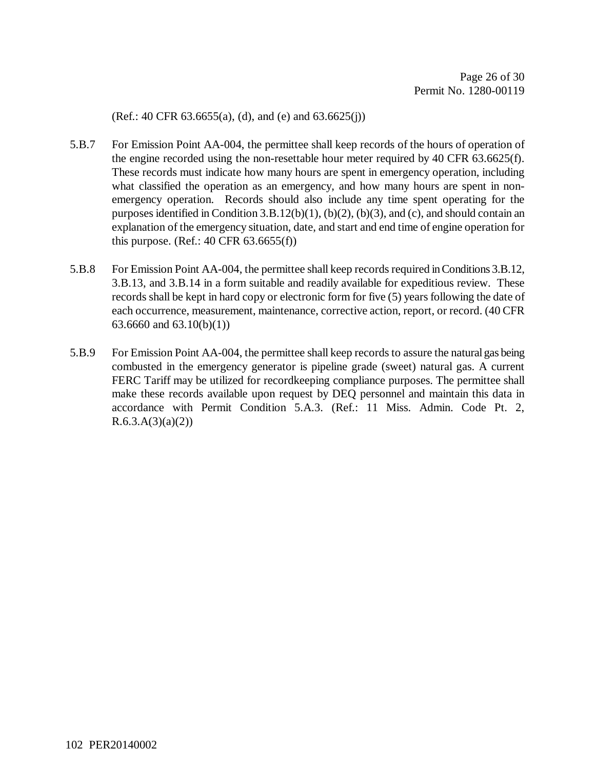(Ref.: 40 CFR 63.6655(a), (d), and (e) and 63.6625(j))

5.B.7 For Emission Point AA-004, the permittee shall keep records of the hours of operation of the engine recorded using the non-resettable hour meter required by 40 CFR 63.6625(f). These records must indicate how many hours are spent in emergency operation, including what classified the operation as an emergency, and how many hours are spent in non-emergency operation. Records should also include any time spent operating for the purposes identified in Condition 3.B.12(b)(1), (b)(2), (b)(3), and (c), and should contain an explanation of the emergency situation, date, and start and end time of engine operation for this purpose. (Ref.: 40 CFR 63.6655(f))

5.B.8 For Emission Point AA-004, the permittee shall keep records required in Conditions 3.B.12, 3.B.13, and 3.B.14 in a form suitable and readily available for expeditious review. These records shall be kept in hard copy or electronic form for five (5) years following the date of each occurrence, measurement, maintenance, corrective action, report, or record. (40 CFR 63.6660 and 63.10(b)(1))

5.B.9 For Emission Point AA-004, the permittee shall keep records to assure the natural gas being combusted in the emergency generator is pipeline grade (sweet) natural gas. A current FERC Tariff may be utilized for recordkeeping compliance purposes. The permittee shall make these records available upon request by DEQ personnel and maintain this data in accordance with Permit Condition 5.A.3. (Ref.: 11 Miss. Admin. Code Pt. 2, R.6.3.A(3)(a)(2))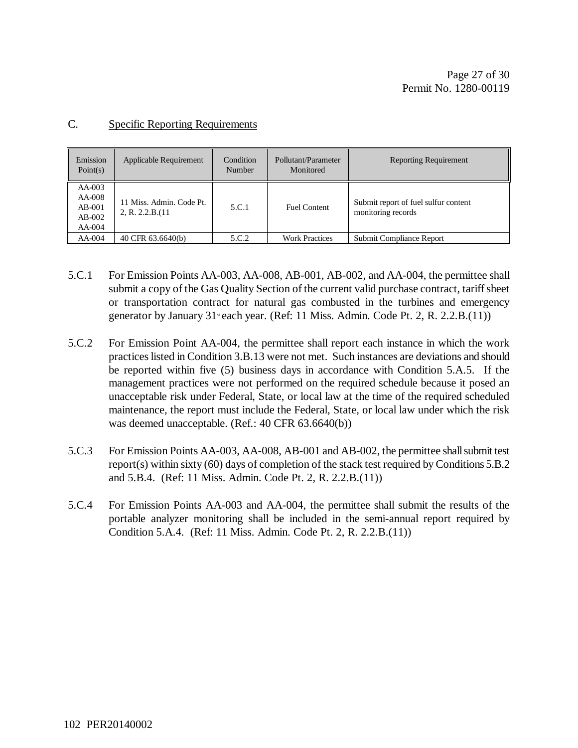## C. Specific Reporting Requirements

| Emission Point(s) | Applicable Requirement | Condition Number | Pollutant/Parameter Monitored | Reporting Requirement |
|---|---|---|---|---|
| AA-003<br>AA-008<br>AB-001<br>AB-002<br>AA-004 | 11 Miss. Admin. Code Pt. 2, R. 2.2.B.(11 | 5.C.1 | Fuel Content | Submit report of fuel sulfur content monitoring records |
| AA-004 | 40 CFR 63.6640(b) | 5.C.2 | Work Practices | Submit Compliance Report |

5.C.1 For Emission Points AA-003, AA-008, AB-001, AB-002, and AA-004, the permittee shall submit a copy of the Gas Quality Section of the current valid purchase contract, tariff sheet or transportation contract for natural gas combusted in the turbines and emergency generator by January 31st each year. (Ref: 11 Miss. Admin. Code Pt. 2, R. 2.2.B.(11))

5.C.2 For Emission Point AA-004, the permittee shall report each instance in which the work practices listed in Condition 3.B.13 were not met. Such instances are deviations and should be reported within five (5) business days in accordance with Condition 5.A.5. If the management practices were not performed on the required schedule because it posed an unacceptable risk under Federal, State, or local law at the time of the required scheduled maintenance, the report must include the Federal, State, or local law under which the risk was deemed unacceptable. (Ref.: 40 CFR 63.6640(b))

5.C.3 For Emission Points AA-003, AA-008, AB-001 and AB-002, the permittee shall submit test report(s) within sixty (60) days of completion of the stack test required by Conditions 5.B.2 and 5.B.4. (Ref: 11 Miss. Admin. Code Pt. 2, R. 2.2.B.(11))

5.C.4 For Emission Points AA-003 and AA-004, the permittee shall submit the results of the portable analyzer monitoring shall be included in the semi-annual report required by Condition 5.A.4. (Ref: 11 Miss. Admin. Code Pt. 2, R. 2.2.B.(11))

102 PER20140002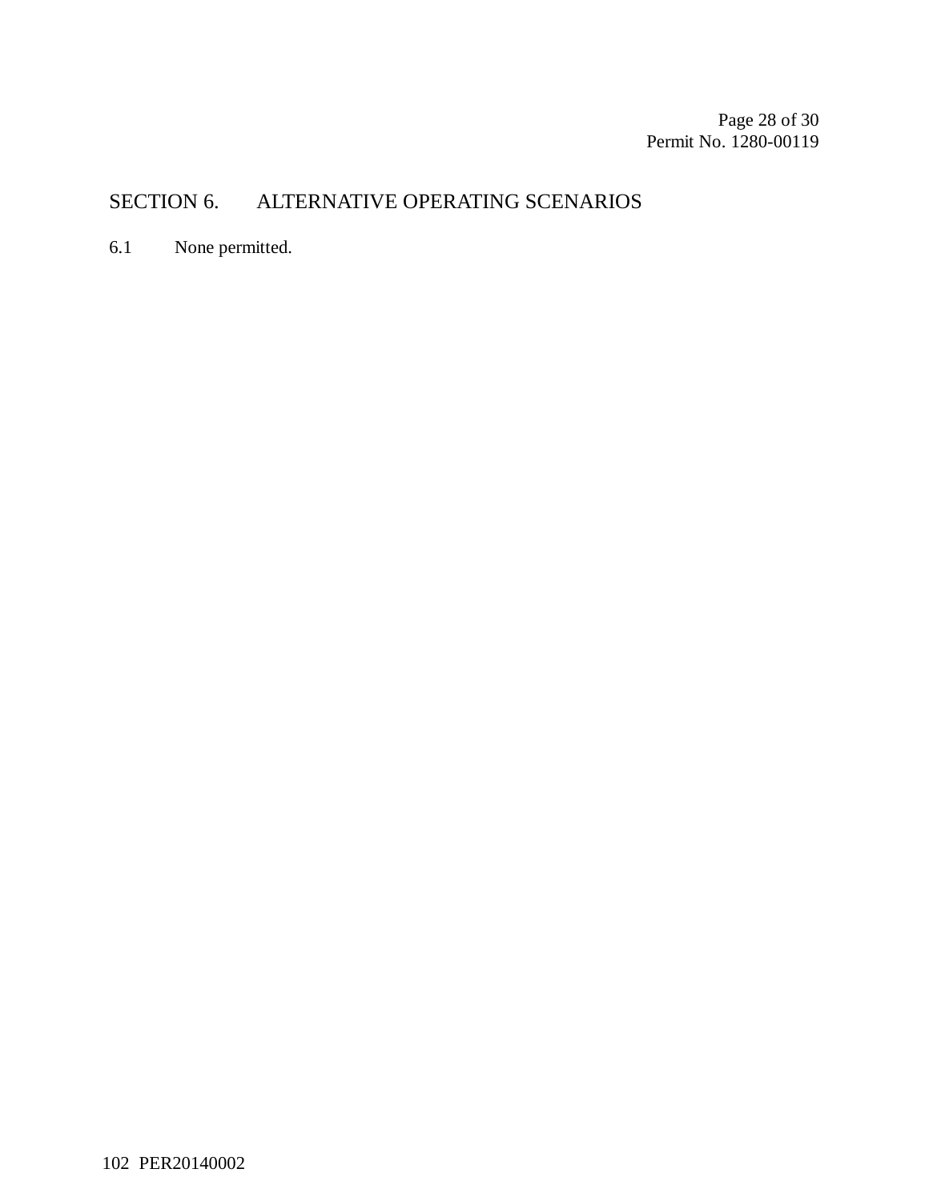## SECTION 6. ALTERNATIVE OPERATING SCENARIOS

6.1 None permitted.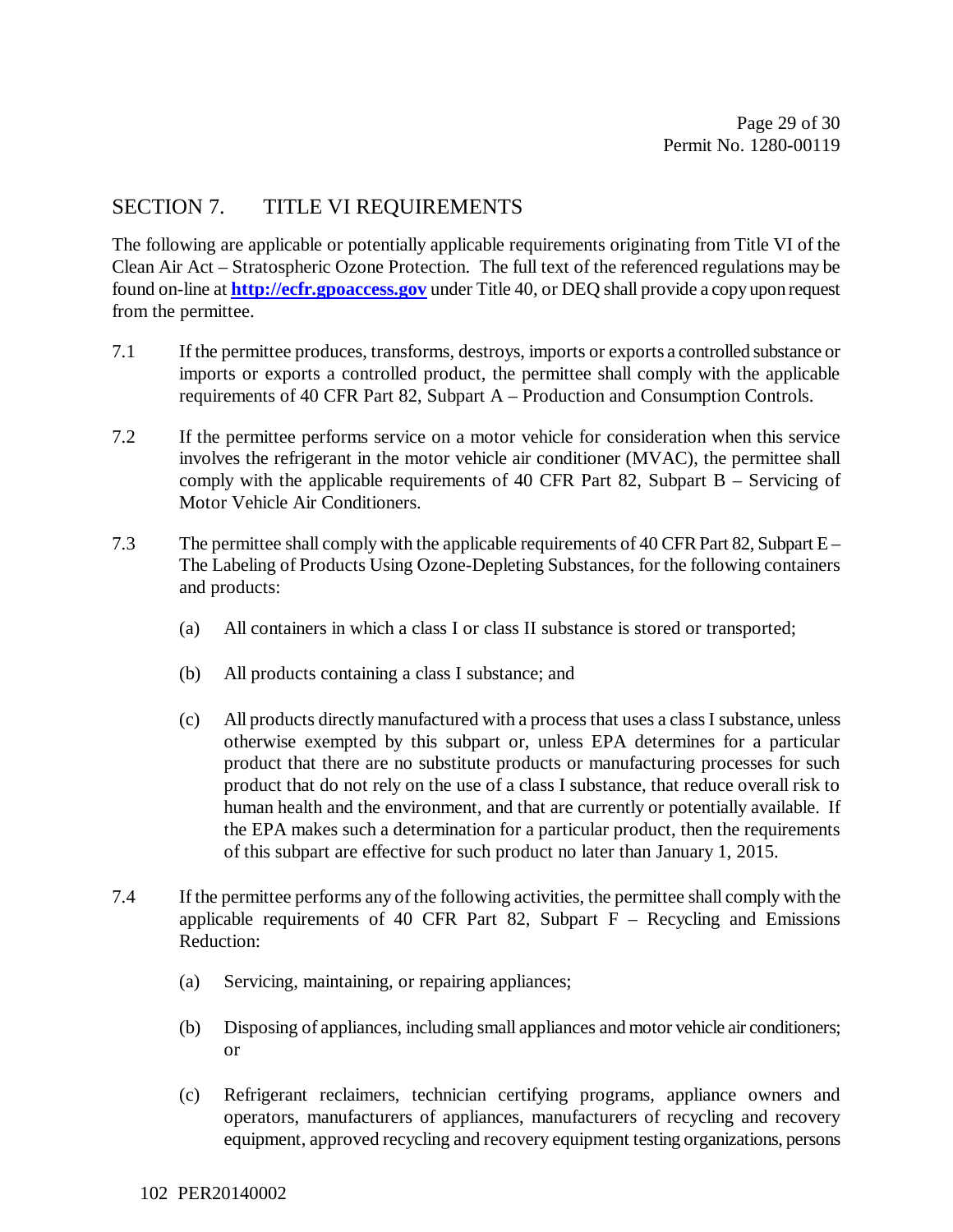## SECTION 7. TITLE VI REQUIREMENTS

The following are applicable or potentially applicable requirements originating from Title VI of the Clean Air Act – Stratospheric Ozone Protection. The full text of the referenced regulations may be found on-line at **http://ecfr.gpoaccess.gov** under Title 40, or DEQ shall provide a copy upon request from the permittee.

7.1 If the permittee produces, transforms, destroys, imports or exports a controlled substance or imports or exports a controlled product, the permittee shall comply with the applicable requirements of 40 CFR Part 82, Subpart A – Production and Consumption Controls.

7.2 If the permittee performs service on a motor vehicle for consideration when this service involves the refrigerant in the motor vehicle air conditioner (MVAC), the permittee shall comply with the applicable requirements of 40 CFR Part 82, Subpart B – Servicing of Motor Vehicle Air Conditioners.

7.3 The permittee shall comply with the applicable requirements of 40 CFR Part 82, Subpart E – The Labeling of Products Using Ozone-Depleting Substances, for the following containers and products:

(a) All containers in which a class I or class II substance is stored or transported;

(b) All products containing a class I substance; and

(c) All products directly manufactured with a process that uses a class I substance, unless otherwise exempted by this subpart or, unless EPA determines for a particular product that there are no substitute products or manufacturing processes for such product that do not rely on the use of a class I substance, that reduce overall risk to human health and the environment, and that are currently or potentially available. If the EPA makes such a determination for a particular product, then the requirements of this subpart are effective for such product no later than January 1, 2015.

7.4 If the permittee performs any of the following activities, the permittee shall comply with the applicable requirements of 40 CFR Part 82, Subpart F – Recycling and Emissions Reduction:

(a) Servicing, maintaining, or repairing appliances;

(b) Disposing of appliances, including small appliances and motor vehicle air conditioners; or

(c) Refrigerant reclaimers, technician certifying programs, appliance owners and operators, manufacturers of appliances, manufacturers of recycling and recovery equipment, approved recycling and recovery equipment testing organizations, persons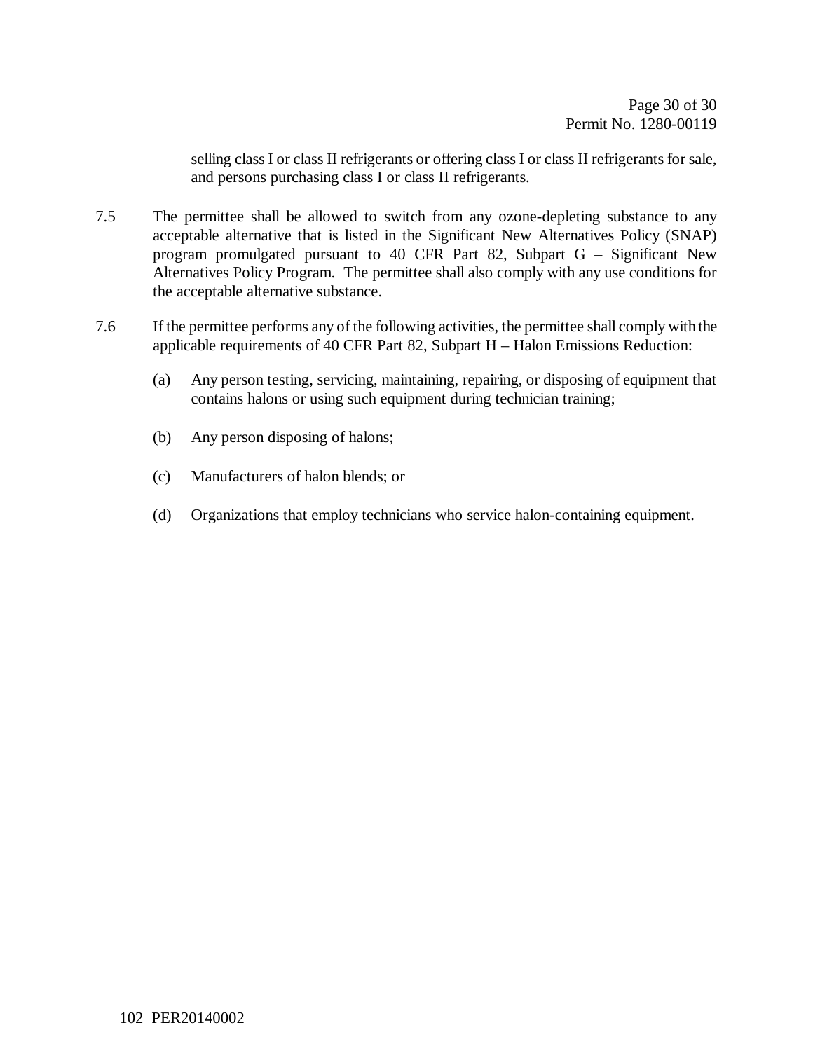selling class I or class II refrigerants or offering class I or class II refrigerants for sale, and persons purchasing class I or class II refrigerants.

7.5 The permittee shall be allowed to switch from any ozone-depleting substance to any acceptable alternative that is listed in the Significant New Alternatives Policy (SNAP) program promulgated pursuant to 40 CFR Part 82, Subpart G – Significant New Alternatives Policy Program. The permittee shall also comply with any use conditions for the acceptable alternative substance.

7.6 If the permittee performs any of the following activities, the permittee shall comply with the applicable requirements of 40 CFR Part 82, Subpart H – Halon Emissions Reduction:

(a) Any person testing, servicing, maintaining, repairing, or disposing of equipment that contains halons or using such equipment during technician training;

(b) Any person disposing of halons;

(c) Manufacturers of halon blends; or

(d) Organizations that employ technicians who service halon-containing equipment.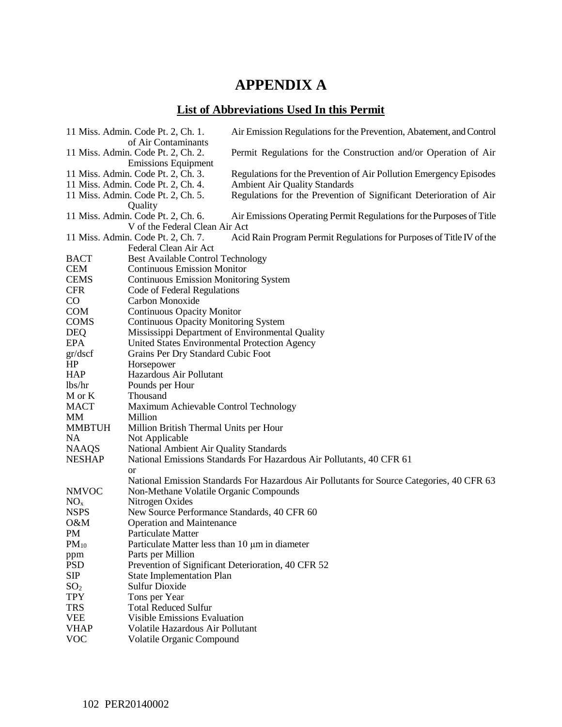# APPENDIX A

## List of Abbreviations Used In this Permit

| | |
|---|---|
| 11 Miss. Admin. Code Pt. 2, Ch. 1. | Air Emission Regulations for the Prevention, Abatement, and Control of Air Contaminants |
| 11 Miss. Admin. Code Pt. 2, Ch. 2. | Permit Regulations for the Construction and/or Operation of Air Emissions Equipment |
| 11 Miss. Admin. Code Pt. 2, Ch. 3. | Regulations for the Prevention of Air Pollution Emergency Episodes |
| 11 Miss. Admin. Code Pt. 2, Ch. 4. | Ambient Air Quality Standards |
| 11 Miss. Admin. Code Pt. 2, Ch. 5. | Regulations for the Prevention of Significant Deterioration of Air Quality |
| 11 Miss. Admin. Code Pt. 2, Ch. 6. | Air Emissions Operating Permit Regulations for the Purposes of Title V of the Federal Clean Air Act |
| 11 Miss. Admin. Code Pt. 2, Ch. 7. | Acid Rain Program Permit Regulations for Purposes of Title IV of the Federal Clean Air Act |
| BACT | Best Available Control Technology |
| CEM | Continuous Emission Monitor |
| CEMS | Continuous Emission Monitoring System |
| CFR | Code of Federal Regulations |
| CO | Carbon Monoxide |
| COM | Continuous Opacity Monitor |
| COMS | Continuous Opacity Monitoring System |
| DEQ | Mississippi Department of Environmental Quality |
| EPA | United States Environmental Protection Agency |
| gr/dscf | Grains Per Dry Standard Cubic Foot |
| HP | Horsepower |
| HAP | Hazardous Air Pollutant |
| lbs/hr | Pounds per Hour |
| M or K | Thousand |
| MACT | Maximum Achievable Control Technology |
| MM | Million |
| MMBTUH | Million British Thermal Units per Hour |
| NA | Not Applicable |
| NAAQS | National Ambient Air Quality Standards |
| NESHAP | National Emissions Standards For Hazardous Air Pollutants, 40 CFR 61 or National Emission Standards For Hazardous Air Pollutants for Source Categories, 40 CFR 63 |
| NMVOC | Non-Methane Volatile Organic Compounds |
| $NO_x$ | Nitrogen Oxides |
| NSPS | New Source Performance Standards, 40 CFR 60 |
| O&M | Operation and Maintenance |
| PM | Particulate Matter |
| $PM_{10}$ | Particulate Matter less than 10 $\mu$m in diameter |
| ppm | Parts per Million |
| PSD | Prevention of Significant Deterioration, 40 CFR 52 |
| SIP | State Implementation Plan |
| $SO_2$ | Sulfur Dioxide |
| TPY | Tons per Year |
| TRS | Total Reduced Sulfur |
| VEE | Visible Emissions Evaluation |
| VHAP | Volatile Hazardous Air Pollutant |
| VOC | Volatile Organic Compound |

102 PER20140002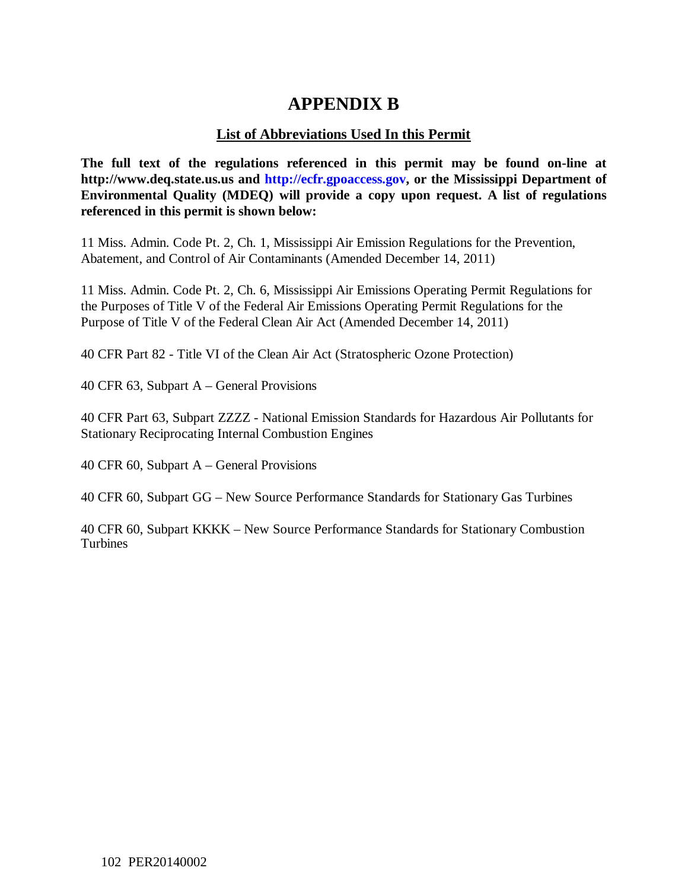# APPENDIX B

## List of Abbreviations Used In this Permit

**The full text of the regulations referenced in this permit may be found on-line at http://www.deq.state.us.us and http://ecfr.gpoaccess.gov, or the Mississippi Department of Environmental Quality (MDEQ) will provide a copy upon request. A list of regulations referenced in this permit is shown below:**

11 Miss. Admin. Code Pt. 2, Ch. 1, Mississippi Air Emission Regulations for the Prevention, Abatement, and Control of Air Contaminants (Amended December 14, 2011)

11 Miss. Admin. Code Pt. 2, Ch. 6, Mississippi Air Emissions Operating Permit Regulations for the Purposes of Title V of the Federal Air Emissions Operating Permit Regulations for the Purpose of Title V of the Federal Clean Air Act (Amended December 14, 2011)

40 CFR Part 82 - Title VI of the Clean Air Act (Stratospheric Ozone Protection)

40 CFR 63, Subpart A – General Provisions

40 CFR Part 63, Subpart ZZZZ - National Emission Standards for Hazardous Air Pollutants for Stationary Reciprocating Internal Combustion Engines

40 CFR 60, Subpart A – General Provisions

40 CFR 60, Subpart GG – New Source Performance Standards for Stationary Gas Turbines

40 CFR 60, Subpart KKKK – New Source Performance Standards for Stationary Combustion Turbines